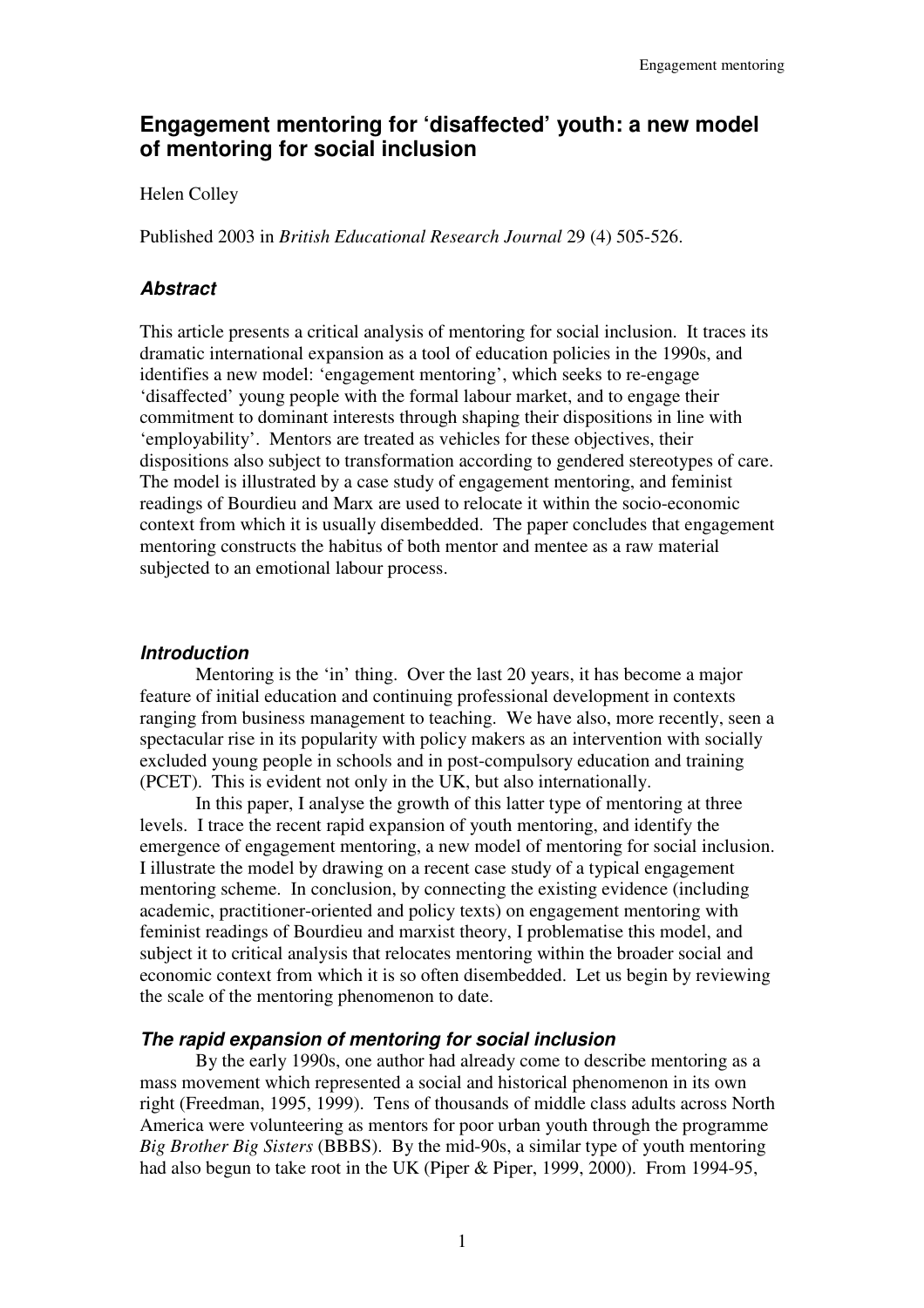# Engagement mentoring for 'disaffected' youth: a new model of mentoring for social inclusion

Helen Colley

Published 2003 in *British Educational Research Journal* 29 (4) 505-526.

### *Abstract*

This article presents a critical analysis of mentoring for social inclusion. It traces its dramatic international expansion as a tool of education policies in the 1990s, and identifies a new model: 'engagement mentoring', which seeks to re-engage 'disaffected' young people with the formal labour market, and to engage their commitment to dominant interests through shaping their dispositions in line with 'employability'. Mentors are treated as vehicles for these objectives, their dispositions also subject to transformation according to gendered stereotypes of care. The model is illustrated by a case study of engagement mentoring, and feminist readings of Bourdieu and Marx are used to relocate it within the socio-economic context from which it is usually disembedded. The paper concludes that engagement mentoring constructs the habitus of both mentor and mentee as a raw material subjected to an emotional labour process.

### *Introduction*

Mentoring is the 'in' thing. Over the last 20 years, it has become a major feature of initial education and continuing professional development in contexts ranging from business management to teaching. We have also, more recently, seen a spectacular rise in its popularity with policy makers as an intervention with socially excluded young people in schools and in post-compulsory education and training (PCET). This is evident not only in the UK, but also internationally.

In this paper, I analyse the growth of this latter type of mentoring at three levels. I trace the recent rapid expansion of youth mentoring, and identify the emergence of engagement mentoring, a new model of mentoring for social inclusion. I illustrate the model by drawing on a recent case study of a typical engagement mentoring scheme. In conclusion, by connecting the existing evidence (including academic, practitioner-oriented and policy texts) on engagement mentoring with feminist readings of Bourdieu and marxist theory, I problematise this model, and subject it to critical analysis that relocates mentoring within the broader social and economic context from which it is so often disembedded. Let us begin by reviewing the scale of the mentoring phenomenon to date.

### *The rapid expansion of mentoring for social inclusion*

By the early 1990s, one author had already come to describe mentoring as a mass movement which represented a social and historical phenomenon in its own right (Freedman, 1995, 1999). Tens of thousands of middle class adults across North America were volunteering as mentors for poor urban youth through the programme *Big Brother Big Sisters* (BBBS). By the mid-90s, a similar type of youth mentoring had also begun to take root in the UK (Piper & Piper, 1999, 2000). From 1994-95,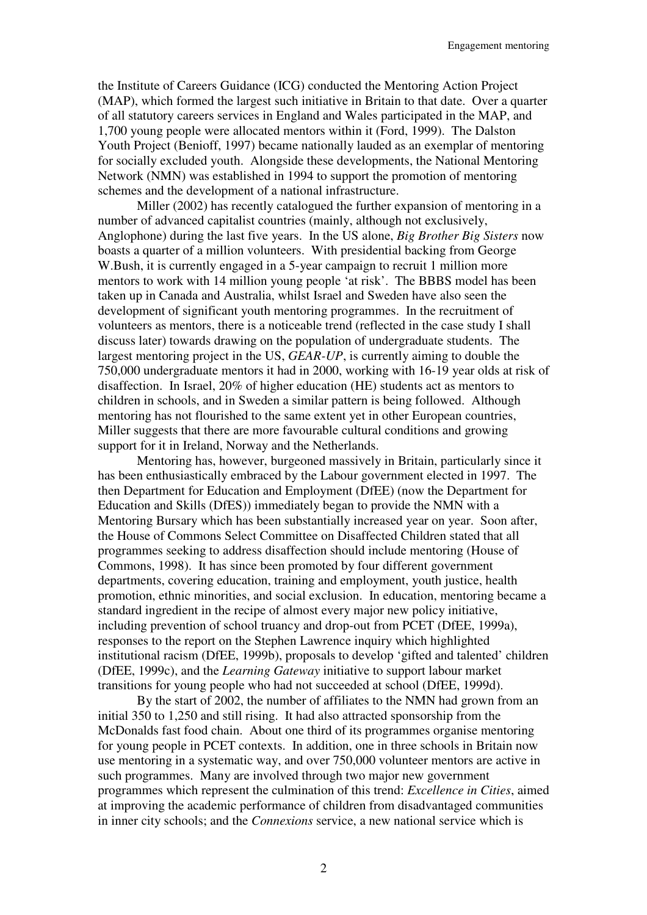the Institute of Careers Guidance (ICG) conducted the Mentoring Action Project (MAP), which formed the largest such initiative in Britain to that date. Over a quarter of all statutory careers services in England and Wales participated in the MAP, and 1,700 young people were allocated mentors within it (Ford, 1999). The Dalston Youth Project (Benioff, 1997) became nationally lauded as an exemplar of mentoring for socially excluded youth. Alongside these developments, the National Mentoring Network (NMN) was established in 1994 to support the promotion of mentoring schemes and the development of a national infrastructure.

Miller (2002) has recently catalogued the further expansion of mentoring in a number of advanced capitalist countries (mainly, although not exclusively, Anglophone) during the last five years. In the US alone, *Big Brother Big Sisters* now boasts a quarter of a million volunteers. With presidential backing from George W.Bush, it is currently engaged in a 5-year campaign to recruit 1 million more mentors to work with 14 million young people 'at risk'. The BBBS model has been taken up in Canada and Australia, whilst Israel and Sweden have also seen the development of significant youth mentoring programmes. In the recruitment of volunteers as mentors, there is a noticeable trend (reflected in the case study I shall discuss later) towards drawing on the population of undergraduate students. The largest mentoring project in the US, *GEAR-UP*, is currently aiming to double the 750,000 undergraduate mentors it had in 2000, working with 16-19 year olds at risk of disaffection. In Israel, 20% of higher education (HE) students act as mentors to children in schools, and in Sweden a similar pattern is being followed. Although mentoring has not flourished to the same extent yet in other European countries, Miller suggests that there are more favourable cultural conditions and growing support for it in Ireland, Norway and the Netherlands.

Mentoring has, however, burgeoned massively in Britain, particularly since it has been enthusiastically embraced by the Labour government elected in 1997. The then Department for Education and Employment (DfEE) (now the Department for Education and Skills (DfES)) immediately began to provide the NMN with a Mentoring Bursary which has been substantially increased year on year. Soon after, the House of Commons Select Committee on Disaffected Children stated that all programmes seeking to address disaffection should include mentoring (House of Commons, 1998). It has since been promoted by four different government departments, covering education, training and employment, youth justice, health promotion, ethnic minorities, and social exclusion. In education, mentoring became a standard ingredient in the recipe of almost every major new policy initiative, including prevention of school truancy and drop-out from PCET (DfEE, 1999a), responses to the report on the Stephen Lawrence inquiry which highlighted institutional racism (DfEE, 1999b), proposals to develop 'gifted and talented' children (DfEE, 1999c), and the *Learning Gateway* initiative to support labour market transitions for young people who had not succeeded at school (DfEE, 1999d).

By the start of 2002, the number of affiliates to the NMN had grown from an initial 350 to 1,250 and still rising. It had also attracted sponsorship from the McDonalds fast food chain. About one third of its programmes organise mentoring for young people in PCET contexts. In addition, one in three schools in Britain now use mentoring in a systematic way, and over 750,000 volunteer mentors are active in such programmes. Many are involved through two major new government programmes which represent the culmination of this trend: *Excellence in Cities*, aimed at improving the academic performance of children from disadvantaged communities in inner city schools; and the *Connexions* service, a new national service which is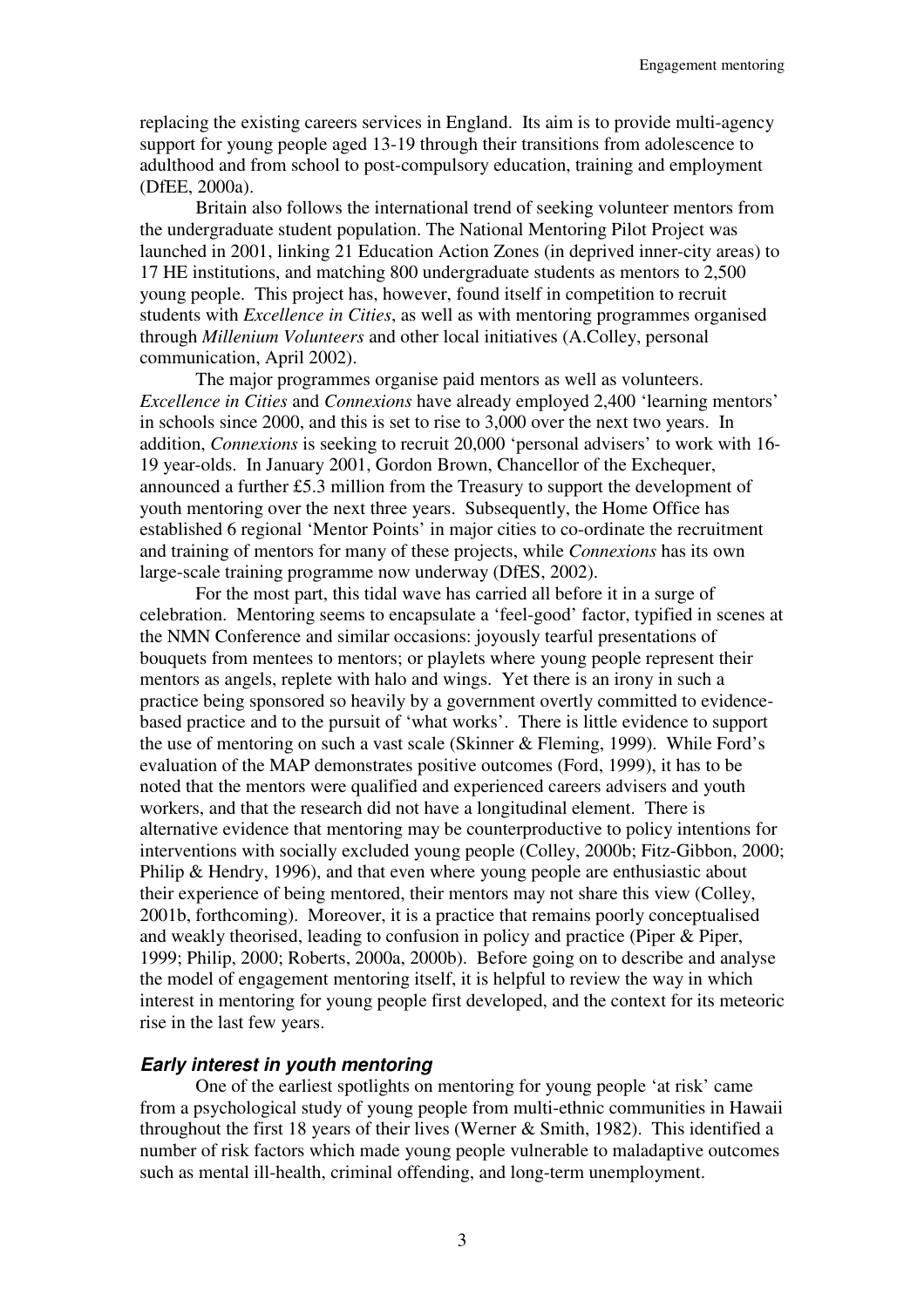replacing the existing careers services in England. Its aim is to provide multi-agency support for young people aged 13-19 through their transitions from adolescence to adulthood and from school to post-compulsory education, training and employment (DfEE, 2000a).

Britain also follows the international trend of seeking volunteer mentors from the undergraduate student population. The National Mentoring Pilot Project was launched in 2001, linking 21 Education Action Zones (in deprived inner-city areas) to 17 HE institutions, and matching 800 undergraduate students as mentors to 2,500 young people. This project has, however, found itself in competition to recruit students with *Excellence in Cities*, as well as with mentoring programmes organised through *Millenium Volunteers* and other local initiatives (A.Colley, personal communication, April 2002).

The major programmes organise paid mentors as well as volunteers. *Excellence in Cities* and *Connexions* have already employed 2,400 'learning mentors' in schools since 2000, and this is set to rise to 3,000 over the next two years. In addition, *Connexions* is seeking to recruit 20,000 'personal advisers' to work with 16-19 year-olds. In January 2001, Gordon Brown, Chancellor of the Exchequer, announced a further £5.3 million from the Treasury to support the development of youth mentoring over the next three years. Subsequently, the Home Office has established 6 regional 'Mentor Points' in major cities to co-ordinate the recruitment and training of mentors for many of these projects, while *Connexions* has its own large-scale training programme now underway (DfES, 2002).

For the most part, this tidal wave has carried all before it in a surge of celebration. Mentoring seems to encapsulate a 'feel-good' factor, typified in scenes at the NMN Conference and similar occasions: joyously tearful presentations of bouquets from mentees to mentors; or playlets where young people represent their mentors as angels, replete with halo and wings. Yet there is an irony in such a practice being sponsored so heavily by a government overtly committed to evidence-based practice and to the pursuit of 'what works'. There is little evidence to support the use of mentoring on such a vast scale (Skinner & Fleming, 1999). While Ford's evaluation of the MAP demonstrates positive outcomes (Ford, 1999), it has to be noted that the mentors were qualified and experienced careers advisers and youth workers, and that the research did not have a longitudinal element. There is alternative evidence that mentoring may be counterproductive to policy intentions for interventions with socially excluded young people (Colley, 2000b; Fitz-Gibbon, 2000; Philip & Hendry, 1996), and that even where young people are enthusiastic about their experience of being mentored, their mentors may not share this view (Colley, 2001b, forthcoming). Moreover, it is a practice that remains poorly conceptualised and weakly theorised, leading to confusion in policy and practice (Piper & Piper, 1999; Philip, 2000; Roberts, 2000a, 2000b). Before going on to describe and analyse the model of engagement mentoring itself, it is helpful to review the way in which interest in mentoring for young people first developed, and the context for its meteoric rise in the last few years.

### *Early interest in youth mentoring*

One of the earliest spotlights on mentoring for young people 'at risk' came from a psychological study of young people from multi-ethnic communities in Hawaii throughout the first 18 years of their lives (Werner & Smith, 1982). This identified a number of risk factors which made young people vulnerable to maladaptive outcomes such as mental ill-health, criminal offending, and long-term unemployment.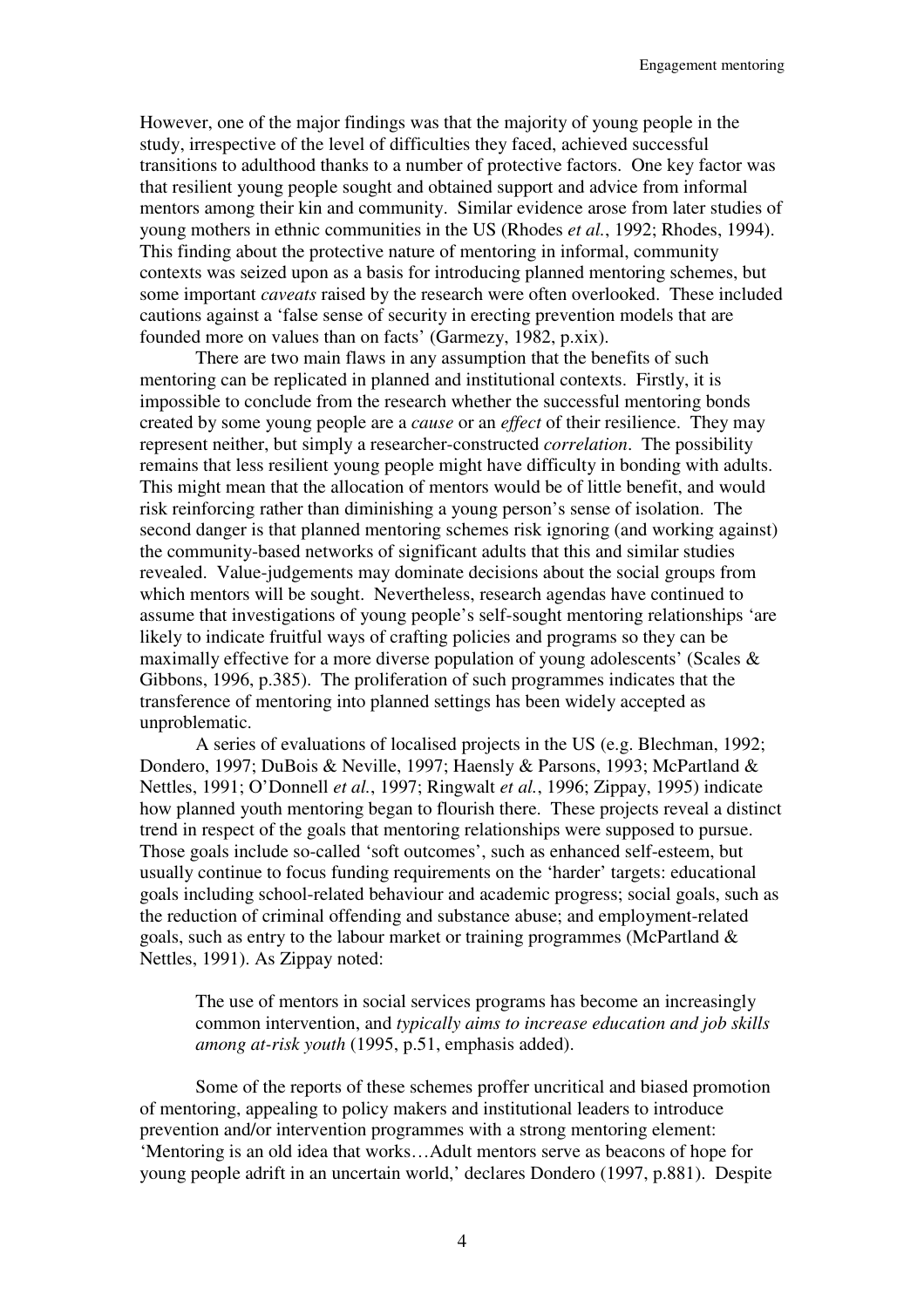However, one of the major findings was that the majority of young people in the study, irrespective of the level of difficulties they faced, achieved successful transitions to adulthood thanks to a number of protective factors. One key factor was that resilient young people sought and obtained support and advice from informal mentors among their kin and community. Similar evidence arose from later studies of young mothers in ethnic communities in the US (Rhodes *et al.*, 1992; Rhodes, 1994). This finding about the protective nature of mentoring in informal, community contexts was seized upon as a basis for introducing planned mentoring schemes, but some important *caveats* raised by the research were often overlooked. These included cautions against a 'false sense of security in erecting prevention models that are founded more on values than on facts' (Garmezy, 1982, p.xix).

There are two main flaws in any assumption that the benefits of such mentoring can be replicated in planned and institutional contexts. Firstly, it is impossible to conclude from the research whether the successful mentoring bonds created by some young people are a *cause* or an *effect* of their resilience. They may represent neither, but simply a researcher-constructed *correlation*. The possibility remains that less resilient young people might have difficulty in bonding with adults. This might mean that the allocation of mentors would be of little benefit, and would risk reinforcing rather than diminishing a young person's sense of isolation. The second danger is that planned mentoring schemes risk ignoring (and working against) the community-based networks of significant adults that this and similar studies revealed. Value-judgements may dominate decisions about the social groups from which mentors will be sought. Nevertheless, research agendas have continued to assume that investigations of young people's self-sought mentoring relationships 'are likely to indicate fruitful ways of crafting policies and programs so they can be maximally effective for a more diverse population of young adolescents' (Scales & Gibbons, 1996, p.385). The proliferation of such programmes indicates that the transference of mentoring into planned settings has been widely accepted as unproblematic.

A series of evaluations of localised projects in the US (e.g. Blechman, 1992; Dondero, 1997; DuBois & Neville, 1997; Haensly & Parsons, 1993; McPartland & Nettles, 1991; O'Donnell *et al.*, 1997; Ringwalt *et al.*, 1996; Zippay, 1995) indicate how planned youth mentoring began to flourish there. These projects reveal a distinct trend in respect of the goals that mentoring relationships were supposed to pursue. Those goals include so-called 'soft outcomes', such as enhanced self-esteem, but usually continue to focus funding requirements on the 'harder' targets: educational goals including school-related behaviour and academic progress; social goals, such as the reduction of criminal offending and substance abuse; and employment-related goals, such as entry to the labour market or training programmes (McPartland & Nettles, 1991). As Zippay noted:

> The use of mentors in social services programs has become an increasingly common intervention, and *typically aims to increase education and job skills among at-risk youth* (1995, p.51, emphasis added).

Some of the reports of these schemes proffer uncritical and biased promotion of mentoring, appealing to policy makers and institutional leaders to introduce prevention and/or intervention programmes with a strong mentoring element: 'Mentoring is an old idea that works…Adult mentors serve as beacons of hope for young people adrift in an uncertain world,' declares Dondero (1997, p.881). Despite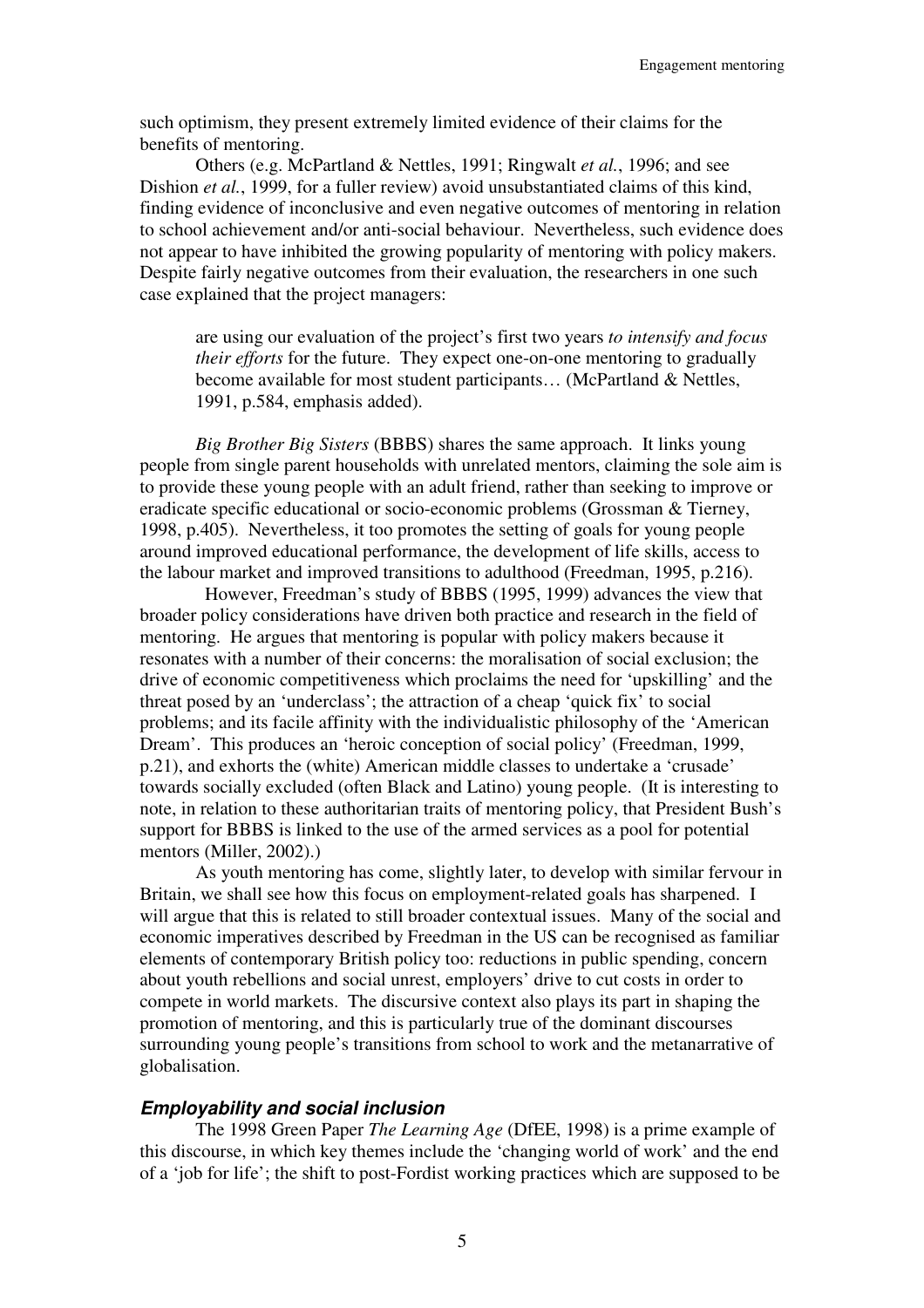such optimism, they present extremely limited evidence of their claims for the benefits of mentoring.

Others (e.g. McPartland & Nettles, 1991; Ringwalt *et al.*, 1996; and see Dishion *et al.*, 1999, for a fuller review) avoid unsubstantiated claims of this kind, finding evidence of inconclusive and even negative outcomes of mentoring in relation to school achievement and/or anti-social behaviour. Nevertheless, such evidence does not appear to have inhibited the growing popularity of mentoring with policy makers. Despite fairly negative outcomes from their evaluation, the researchers in one such case explained that the project managers:

> are using our evaluation of the project's first two years *to intensify and focus their efforts* for the future. They expect one-on-one mentoring to gradually become available for most student participants… (McPartland & Nettles, 1991, p.584, emphasis added).

*Big Brother Big Sisters* (BBBS) shares the same approach. It links young people from single parent households with unrelated mentors, claiming the sole aim is to provide these young people with an adult friend, rather than seeking to improve or eradicate specific educational or socio-economic problems (Grossman & Tierney, 1998, p.405). Nevertheless, it too promotes the setting of goals for young people around improved educational performance, the development of life skills, access to the labour market and improved transitions to adulthood (Freedman, 1995, p.216).

However, Freedman's study of BBBS (1995, 1999) advances the view that broader policy considerations have driven both practice and research in the field of mentoring. He argues that mentoring is popular with policy makers because it resonates with a number of their concerns: the moralisation of social exclusion; the drive of economic competitiveness which proclaims the need for 'upskilling' and the threat posed by an 'underclass'; the attraction of a cheap 'quick fix' to social problems; and its facile affinity with the individualistic philosophy of the 'American Dream'. This produces an 'heroic conception of social policy' (Freedman, 1999, p.21), and exhorts the (white) American middle classes to undertake a 'crusade' towards socially excluded (often Black and Latino) young people. (It is interesting to note, in relation to these authoritarian traits of mentoring policy, that President Bush's support for BBBS is linked to the use of the armed services as a pool for potential mentors (Miller, 2002).)

As youth mentoring has come, slightly later, to develop with similar fervour in Britain, we shall see how this focus on employment-related goals has sharpened. I will argue that this is related to still broader contextual issues. Many of the social and economic imperatives described by Freedman in the US can be recognised as familiar elements of contemporary British policy too: reductions in public spending, concern about youth rebellions and social unrest, employers' drive to cut costs in order to compete in world markets. The discursive context also plays its part in shaping the promotion of mentoring, and this is particularly true of the dominant discourses surrounding young people's transitions from school to work and the metanarrative of globalisation.

### *Employability and social inclusion*

The 1998 Green Paper *The Learning Age* (DfEE, 1998) is a prime example of this discourse, in which key themes include the 'changing world of work' and the end of a 'job for life'; the shift to post-Fordist working practices which are supposed to be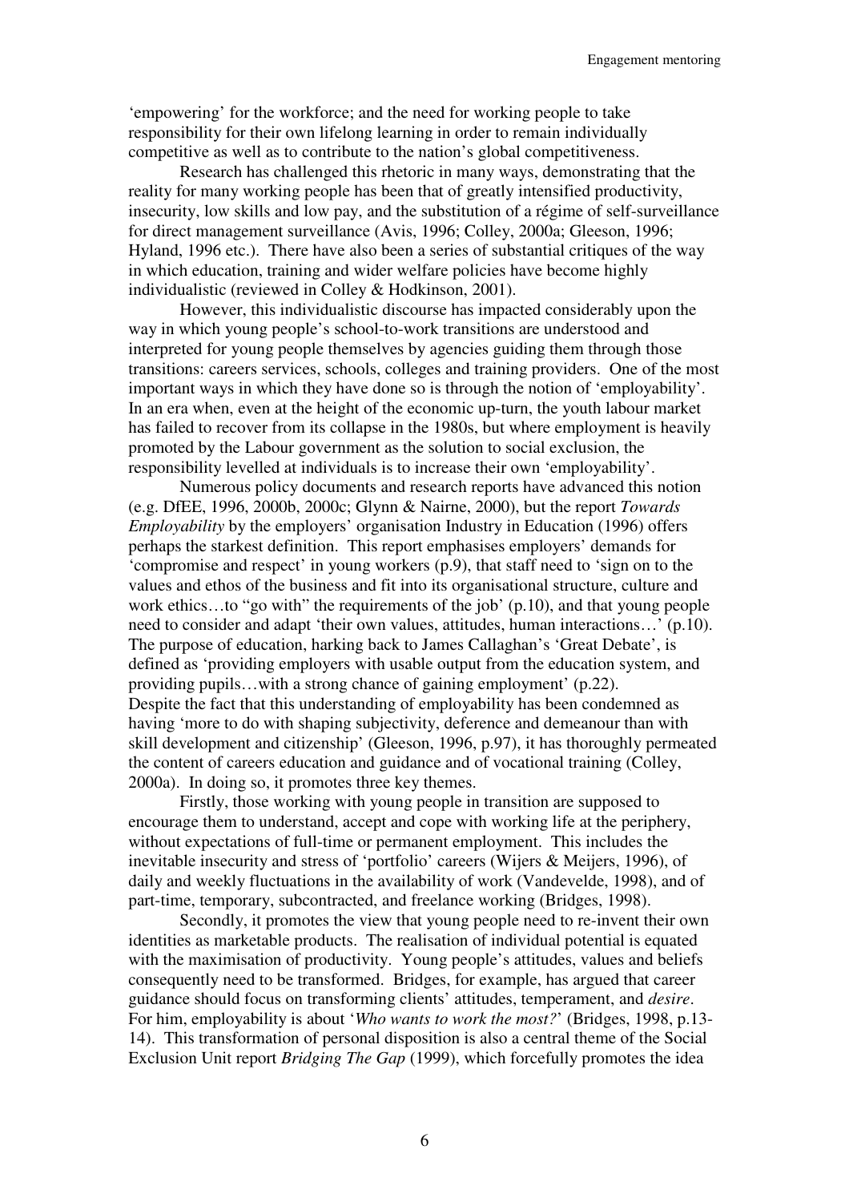'empowering' for the workforce; and the need for working people to take responsibility for their own lifelong learning in order to remain individually competitive as well as to contribute to the nation's global competitiveness.

Research has challenged this rhetoric in many ways, demonstrating that the reality for many working people has been that of greatly intensified productivity, insecurity, low skills and low pay, and the substitution of a régime of self-surveillance for direct management surveillance (Avis, 1996; Colley, 2000a; Gleeson, 1996; Hyland, 1996 etc.). There have also been a series of substantial critiques of the way in which education, training and wider welfare policies have become highly individualistic (reviewed in Colley & Hodkinson, 2001).

However, this individualistic discourse has impacted considerably upon the way in which young people's school-to-work transitions are understood and interpreted for young people themselves by agencies guiding them through those transitions: careers services, schools, colleges and training providers. One of the most important ways in which they have done so is through the notion of 'employability'. In an era when, even at the height of the economic up-turn, the youth labour market has failed to recover from its collapse in the 1980s, but where employment is heavily promoted by the Labour government as the solution to social exclusion, the responsibility levelled at individuals is to increase their own 'employability'.

Numerous policy documents and research reports have advanced this notion (e.g. DfEE, 1996, 2000b, 2000c; Glynn & Nairne, 2000), but the report *Towards Employability* by the employers' organisation Industry in Education (1996) offers perhaps the starkest definition. This report emphasises employers' demands for 'compromise and respect' in young workers (p.9), that staff need to 'sign on to the values and ethos of the business and fit into its organisational structure, culture and work ethics…to "go with" the requirements of the job' (p.10), and that young people need to consider and adapt 'their own values, attitudes, human interactions…' (p.10). The purpose of education, harking back to James Callaghan's 'Great Debate', is defined as 'providing employers with usable output from the education system, and providing pupils…with a strong chance of gaining employment' (p.22). Despite the fact that this understanding of employability has been condemned as having 'more to do with shaping subjectivity, deference and demeanour than with skill development and citizenship' (Gleeson, 1996, p.97), it has thoroughly permeated the content of careers education and guidance and of vocational training (Colley, 2000a). In doing so, it promotes three key themes.

Firstly, those working with young people in transition are supposed to encourage them to understand, accept and cope with working life at the periphery, without expectations of full-time or permanent employment. This includes the inevitable insecurity and stress of 'portfolio' careers (Wijers & Meijers, 1996), of daily and weekly fluctuations in the availability of work (Vandevelde, 1998), and of part-time, temporary, subcontracted, and freelance working (Bridges, 1998).

Secondly, it promotes the view that young people need to re-invent their own identities as marketable products. The realisation of individual potential is equated with the maximisation of productivity. Young people's attitudes, values and beliefs consequently need to be transformed. Bridges, for example, has argued that career guidance should focus on transforming clients' attitudes, temperament, and *desire*. For him, employability is about '*Who wants to work the most?*' (Bridges, 1998, p.13-14). This transformation of personal disposition is also a central theme of the Social Exclusion Unit report *Bridging The Gap* (1999), which forcefully promotes the idea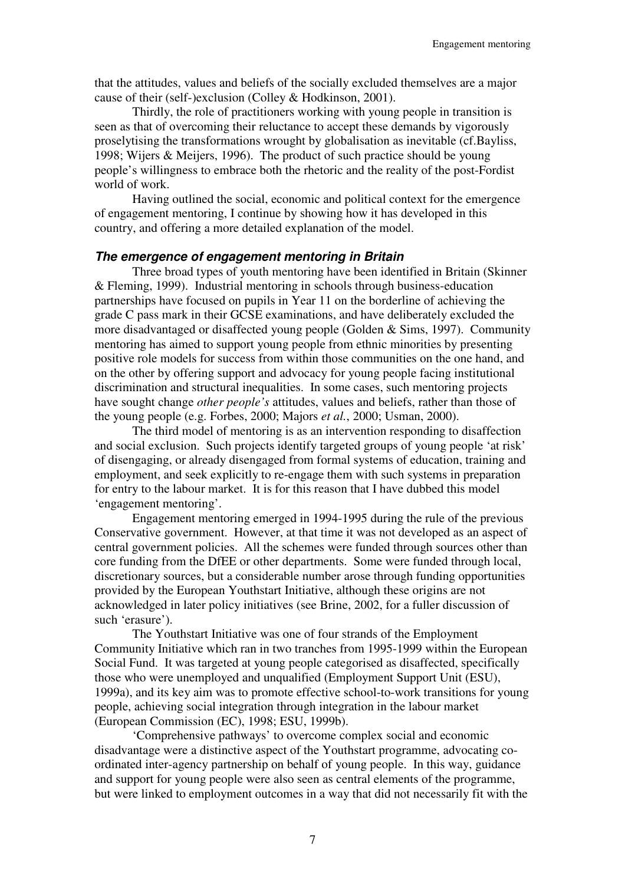that the attitudes, values and beliefs of the socially excluded themselves are a major cause of their (self-)exclusion (Colley & Hodkinson, 2001).

Thirdly, the role of practitioners working with young people in transition is seen as that of overcoming their reluctance to accept these demands by vigorously proselytising the transformations wrought by globalisation as inevitable (cf.Bayliss, 1998; Wijers & Meijers, 1996). The product of such practice should be young people's willingness to embrace both the rhetoric and the reality of the post-Fordist world of work.

Having outlined the social, economic and political context for the emergence of engagement mentoring, I continue by showing how it has developed in this country, and offering a more detailed explanation of the model.

### *The emergence of engagement mentoring in Britain*

Three broad types of youth mentoring have been identified in Britain (Skinner & Fleming, 1999). Industrial mentoring in schools through business-education partnerships have focused on pupils in Year 11 on the borderline of achieving the grade C pass mark in their GCSE examinations, and have deliberately excluded the more disadvantaged or disaffected young people (Golden & Sims, 1997). Community mentoring has aimed to support young people from ethnic minorities by presenting positive role models for success from within those communities on the one hand, and on the other by offering support and advocacy for young people facing institutional discrimination and structural inequalities. In some cases, such mentoring projects have sought change *other people's* attitudes, values and beliefs, rather than those of the young people (e.g. Forbes, 2000; Majors *et al.*, 2000; Usman, 2000).

The third model of mentoring is as an intervention responding to disaffection and social exclusion. Such projects identify targeted groups of young people 'at risk' of disengaging, or already disengaged from formal systems of education, training and employment, and seek explicitly to re-engage them with such systems in preparation for entry to the labour market. It is for this reason that I have dubbed this model 'engagement mentoring'.

Engagement mentoring emerged in 1994-1995 during the rule of the previous Conservative government. However, at that time it was not developed as an aspect of central government policies. All the schemes were funded through sources other than core funding from the DfEE or other departments. Some were funded through local, discretionary sources, but a considerable number arose through funding opportunities provided by the European Youthstart Initiative, although these origins are not acknowledged in later policy initiatives (see Brine, 2002, for a fuller discussion of such 'erasure').

The Youthstart Initiative was one of four strands of the Employment Community Initiative which ran in two tranches from 1995-1999 within the European Social Fund. It was targeted at young people categorised as disaffected, specifically those who were unemployed and unqualified (Employment Support Unit (ESU), 1999a), and its key aim was to promote effective school-to-work transitions for young people, achieving social integration through integration in the labour market (European Commission (EC), 1998; ESU, 1999b).

'Comprehensive pathways' to overcome complex social and economic disadvantage were a distinctive aspect of the Youthstart programme, advocating co-ordinated inter-agency partnership on behalf of young people. In this way, guidance and support for young people were also seen as central elements of the programme, but were linked to employment outcomes in a way that did not necessarily fit with the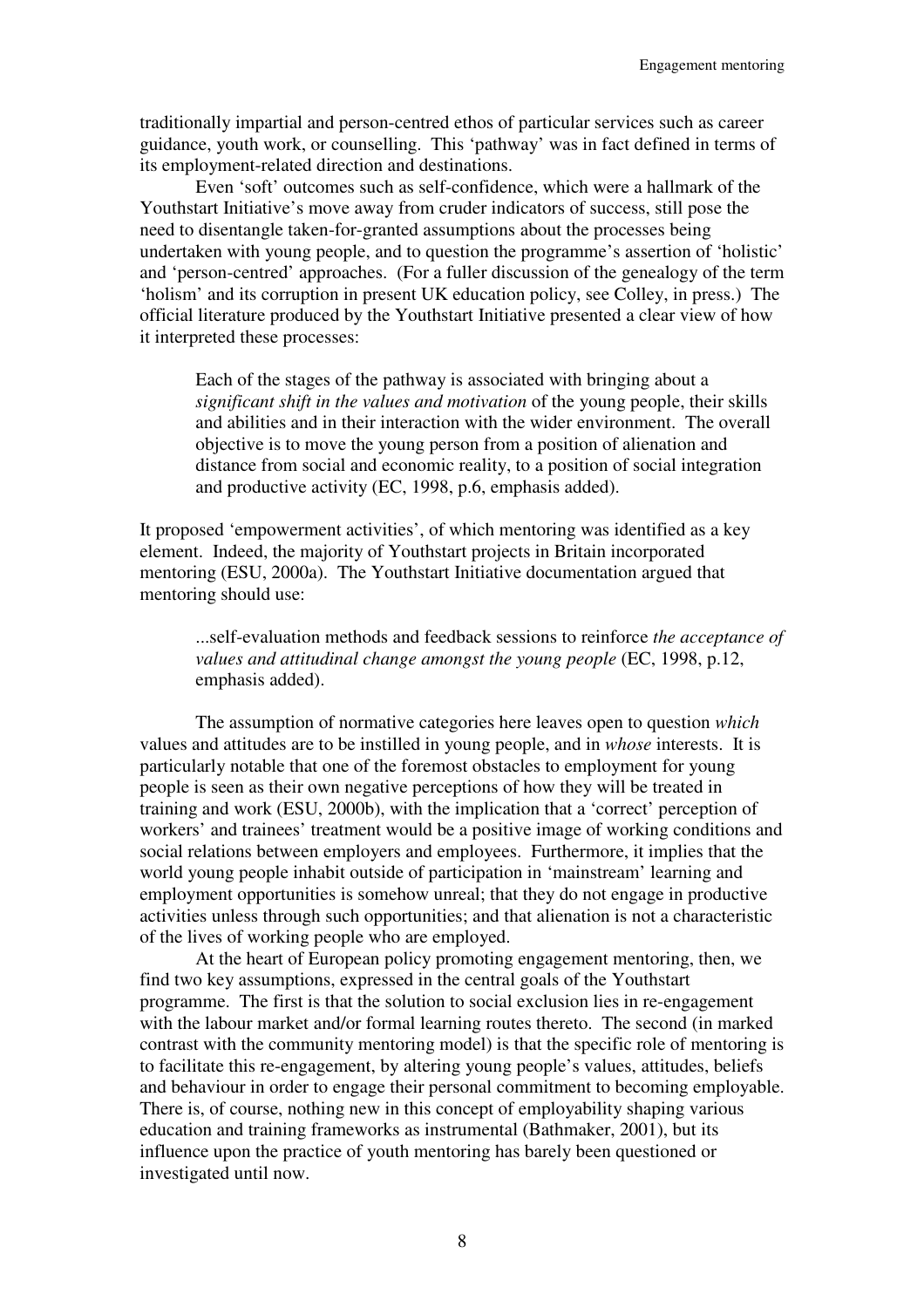traditionally impartial and person-centred ethos of particular services such as career guidance, youth work, or counselling. This 'pathway' was in fact defined in terms of its employment-related direction and destinations.

Even 'soft' outcomes such as self-confidence, which were a hallmark of the Youthstart Initiative's move away from cruder indicators of success, still pose the need to disentangle taken-for-granted assumptions about the processes being undertaken with young people, and to question the programme's assertion of 'holistic' and 'person-centred' approaches. (For a fuller discussion of the genealogy of the term 'holism' and its corruption in present UK education policy, see Colley, in press.) The official literature produced by the Youthstart Initiative presented a clear view of how it interpreted these processes:

> Each of the stages of the pathway is associated with bringing about a *significant shift in the values and motivation* of the young people, their skills and abilities and in their interaction with the wider environment. The overall objective is to move the young person from a position of alienation and distance from social and economic reality, to a position of social integration and productive activity (EC, 1998, p.6, emphasis added).

It proposed 'empowerment activities', of which mentoring was identified as a key element. Indeed, the majority of Youthstart projects in Britain incorporated mentoring (ESU, 2000a). The Youthstart Initiative documentation argued that mentoring should use:

> ...self-evaluation methods and feedback sessions to reinforce *the acceptance of values and attitudinal change amongst the young people* (EC, 1998, p.12, emphasis added).

The assumption of normative categories here leaves open to question *which* values and attitudes are to be instilled in young people, and in *whose* interests. It is particularly notable that one of the foremost obstacles to employment for young people is seen as their own negative perceptions of how they will be treated in training and work (ESU, 2000b), with the implication that a 'correct' perception of workers' and trainees' treatment would be a positive image of working conditions and social relations between employers and employees. Furthermore, it implies that the world young people inhabit outside of participation in 'mainstream' learning and employment opportunities is somehow unreal; that they do not engage in productive activities unless through such opportunities; and that alienation is not a characteristic of the lives of working people who are employed.

At the heart of European policy promoting engagement mentoring, then, we find two key assumptions, expressed in the central goals of the Youthstart programme. The first is that the solution to social exclusion lies in re-engagement with the labour market and/or formal learning routes thereto. The second (in marked contrast with the community mentoring model) is that the specific role of mentoring is to facilitate this re-engagement, by altering young people's values, attitudes, beliefs and behaviour in order to engage their personal commitment to becoming employable. There is, of course, nothing new in this concept of employability shaping various education and training frameworks as instrumental (Bathmaker, 2001), but its influence upon the practice of youth mentoring has barely been questioned or investigated until now.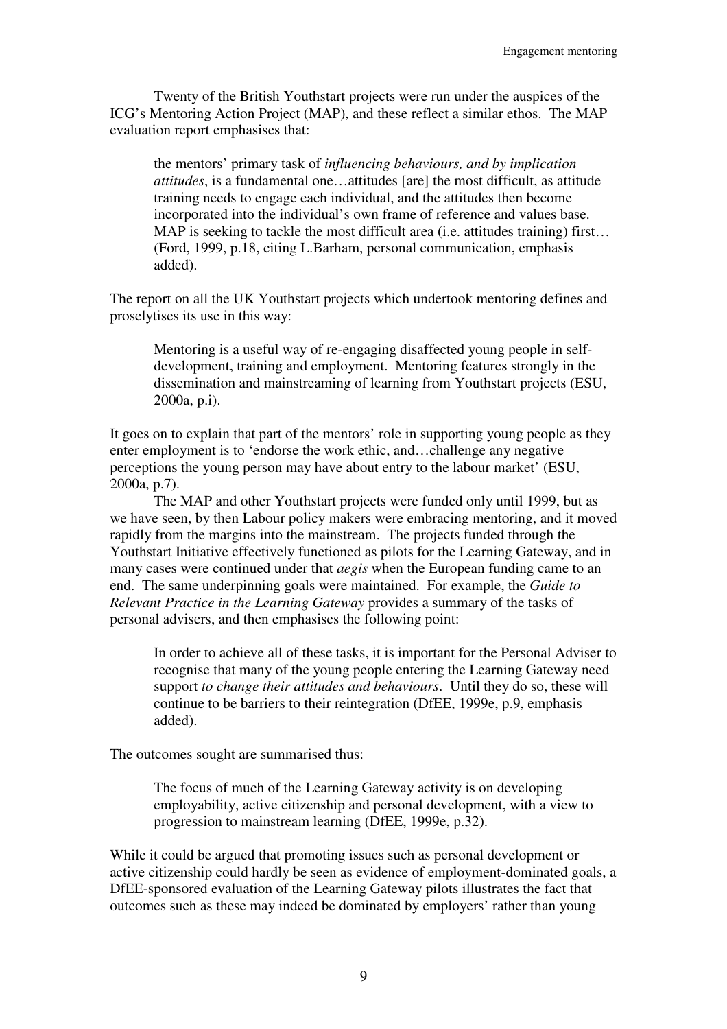Twenty of the British Youthstart projects were run under the auspices of the ICG's Mentoring Action Project (MAP), and these reflect a similar ethos. The MAP evaluation report emphasises that:

> the mentors' primary task of *influencing behaviours, and by implication attitudes*, is a fundamental one…attitudes [are] the most difficult, as attitude training needs to engage each individual, and the attitudes then become incorporated into the individual's own frame of reference and values base. MAP is seeking to tackle the most difficult area (i.e. attitudes training) first… (Ford, 1999, p.18, citing L.Barham, personal communication, emphasis added).

The report on all the UK Youthstart projects which undertook mentoring defines and proselytises its use in this way:

> Mentoring is a useful way of re-engaging disaffected young people in self-development, training and employment. Mentoring features strongly in the dissemination and mainstreaming of learning from Youthstart projects (ESU, 2000a, p.i).

It goes on to explain that part of the mentors' role in supporting young people as they enter employment is to 'endorse the work ethic, and…challenge any negative perceptions the young person may have about entry to the labour market' (ESU, 2000a, p.7).

The MAP and other Youthstart projects were funded only until 1999, but as we have seen, by then Labour policy makers were embracing mentoring, and it moved rapidly from the margins into the mainstream. The projects funded through the Youthstart Initiative effectively functioned as pilots for the Learning Gateway, and in many cases were continued under that *aegis* when the European funding came to an end. The same underpinning goals were maintained. For example, the *Guide to Relevant Practice in the Learning Gateway* provides a summary of the tasks of personal advisers, and then emphasises the following point:

> In order to achieve all of these tasks, it is important for the Personal Adviser to recognise that many of the young people entering the Learning Gateway need support *to change their attitudes and behaviours*. Until they do so, these will continue to be barriers to their reintegration (DfEE, 1999e, p.9, emphasis added).

The outcomes sought are summarised thus:

> The focus of much of the Learning Gateway activity is on developing employability, active citizenship and personal development, with a view to progression to mainstream learning (DfEE, 1999e, p.32).

While it could be argued that promoting issues such as personal development or active citizenship could hardly be seen as evidence of employment-dominated goals, a DfEE-sponsored evaluation of the Learning Gateway pilots illustrates the fact that outcomes such as these may indeed be dominated by employers' rather than young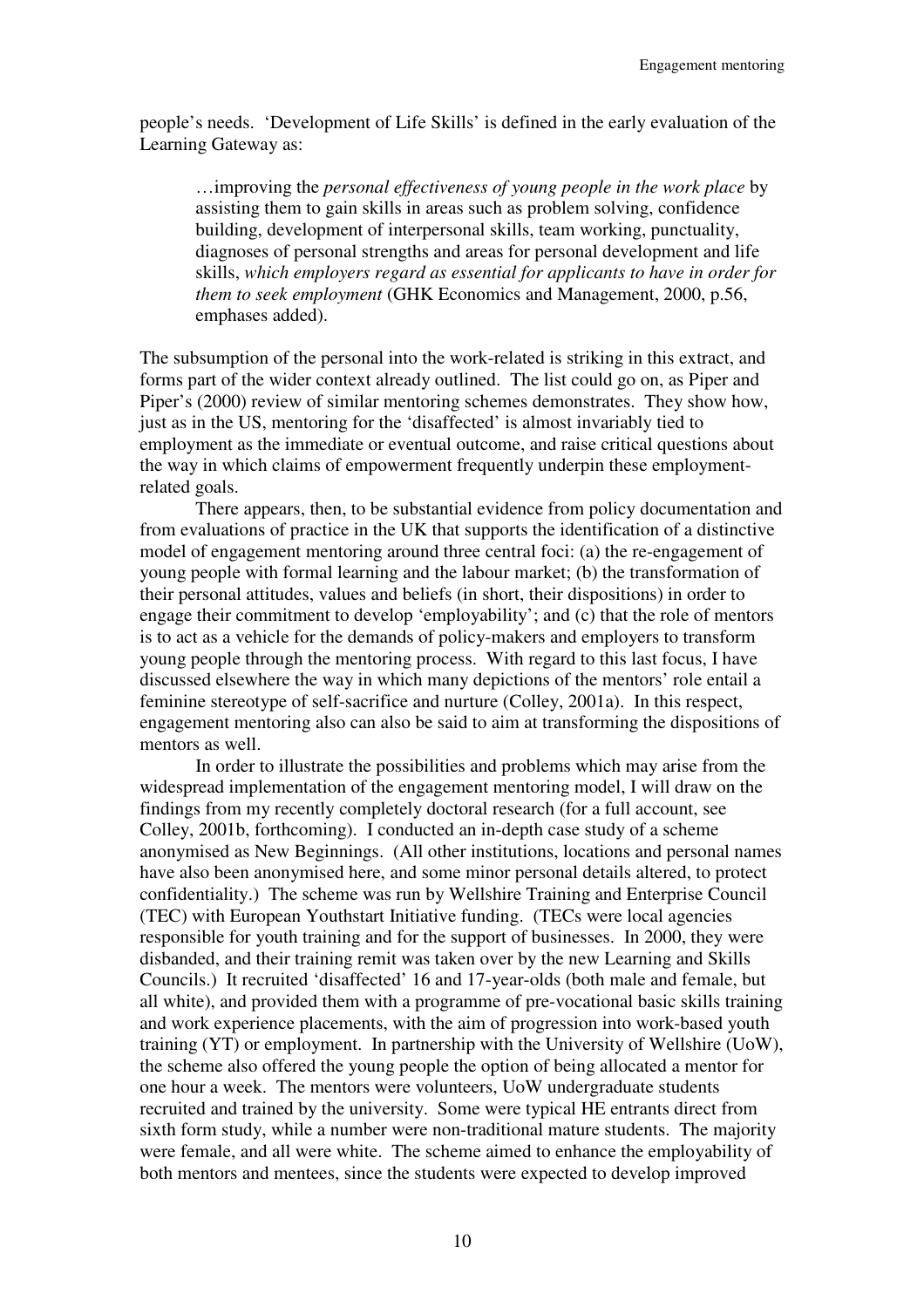people's needs. 'Development of Life Skills' is defined in the early evaluation of the Learning Gateway as:

> …improving the *personal effectiveness of young people in the work place* by assisting them to gain skills in areas such as problem solving, confidence building, development of interpersonal skills, team working, punctuality, diagnoses of personal strengths and areas for personal development and life skills, *which employers regard as essential for applicants to have in order for them to seek employment* (GHK Economics and Management, 2000, p.56, emphases added).

The subsumption of the personal into the work-related is striking in this extract, and forms part of the wider context already outlined. The list could go on, as Piper and Piper's (2000) review of similar mentoring schemes demonstrates. They show how, just as in the US, mentoring for the 'disaffected' is almost invariably tied to employment as the immediate or eventual outcome, and raise critical questions about the way in which claims of empowerment frequently underpin these employment-related goals.

There appears, then, to be substantial evidence from policy documentation and from evaluations of practice in the UK that supports the identification of a distinctive model of engagement mentoring around three central foci: (a) the re-engagement of young people with formal learning and the labour market; (b) the transformation of their personal attitudes, values and beliefs (in short, their dispositions) in order to engage their commitment to develop 'employability'; and (c) that the role of mentors is to act as a vehicle for the demands of policy-makers and employers to transform young people through the mentoring process. With regard to this last focus, I have discussed elsewhere the way in which many depictions of the mentors' role entail a feminine stereotype of self-sacrifice and nurture (Colley, 2001a). In this respect, engagement mentoring also can also be said to aim at transforming the dispositions of mentors as well.

In order to illustrate the possibilities and problems which may arise from the widespread implementation of the engagement mentoring model, I will draw on the findings from my recently completely doctoral research (for a full account, see Colley, 2001b, forthcoming). I conducted an in-depth case study of a scheme anonymised as New Beginnings. (All other institutions, locations and personal names have also been anonymised here, and some minor personal details altered, to protect confidentiality.) The scheme was run by Wellshire Training and Enterprise Council (TEC) with European Youthstart Initiative funding. (TECs were local agencies responsible for youth training and for the support of businesses. In 2000, they were disbanded, and their training remit was taken over by the new Learning and Skills Councils.) It recruited 'disaffected' 16 and 17-year-olds (both male and female, but all white), and provided them with a programme of pre-vocational basic skills training and work experience placements, with the aim of progression into work-based youth training (YT) or employment. In partnership with the University of Wellshire (UoW), the scheme also offered the young people the option of being allocated a mentor for one hour a week. The mentors were volunteers, UoW undergraduate students recruited and trained by the university. Some were typical HE entrants direct from sixth form study, while a number were non-traditional mature students. The majority were female, and all were white. The scheme aimed to enhance the employability of both mentors and mentees, since the students were expected to develop improved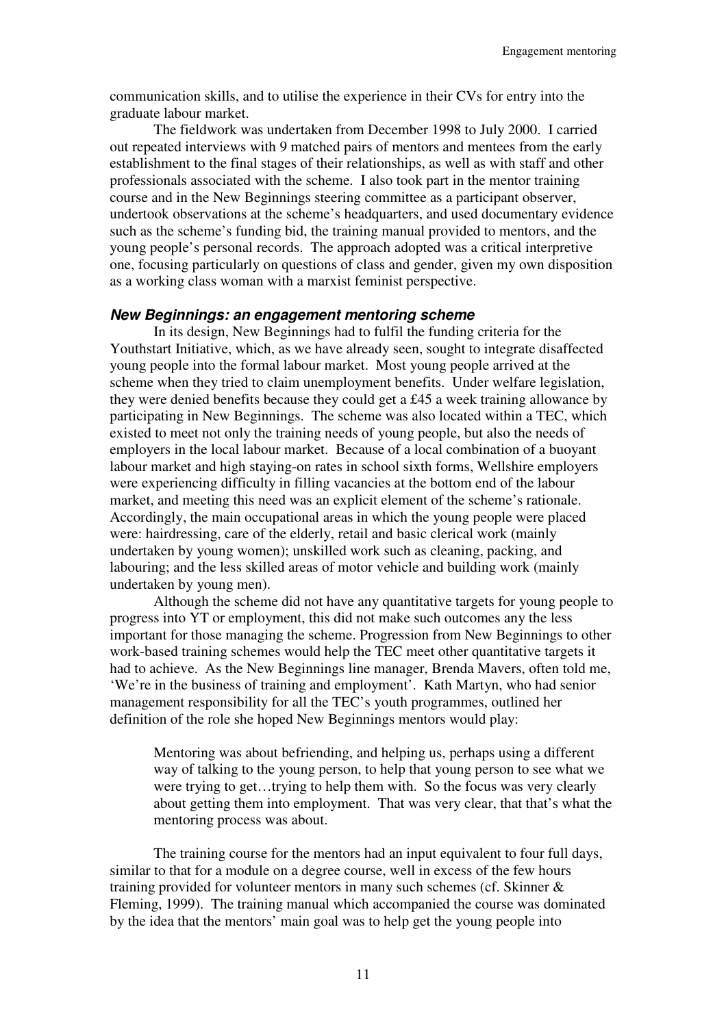communication skills, and to utilise the experience in their CVs for entry into the graduate labour market.

The fieldwork was undertaken from December 1998 to July 2000. I carried out repeated interviews with 9 matched pairs of mentors and mentees from the early establishment to the final stages of their relationships, as well as with staff and other professionals associated with the scheme. I also took part in the mentor training course and in the New Beginnings steering committee as a participant observer, undertook observations at the scheme's headquarters, and used documentary evidence such as the scheme's funding bid, the training manual provided to mentors, and the young people's personal records. The approach adopted was a critical interpretive one, focusing particularly on questions of class and gender, given my own disposition as a working class woman with a marxist feminist perspective.

### *New Beginnings: an engagement mentoring scheme*

In its design, New Beginnings had to fulfil the funding criteria for the Youthstart Initiative, which, as we have already seen, sought to integrate disaffected young people into the formal labour market. Most young people arrived at the scheme when they tried to claim unemployment benefits. Under welfare legislation, they were denied benefits because they could get a £45 a week training allowance by participating in New Beginnings. The scheme was also located within a TEC, which existed to meet not only the training needs of young people, but also the needs of employers in the local labour market. Because of a local combination of a buoyant labour market and high staying-on rates in school sixth forms, Wellshire employers were experiencing difficulty in filling vacancies at the bottom end of the labour market, and meeting this need was an explicit element of the scheme's rationale. Accordingly, the main occupational areas in which the young people were placed were: hairdressing, care of the elderly, retail and basic clerical work (mainly undertaken by young women); unskilled work such as cleaning, packing, and labouring; and the less skilled areas of motor vehicle and building work (mainly undertaken by young men).

Although the scheme did not have any quantitative targets for young people to progress into YT or employment, this did not make such outcomes any the less important for those managing the scheme. Progression from New Beginnings to other work-based training schemes would help the TEC meet other quantitative targets it had to achieve. As the New Beginnings line manager, Brenda Mavers, often told me, 'We're in the business of training and employment'. Kath Martyn, who had senior management responsibility for all the TEC's youth programmes, outlined her definition of the role she hoped New Beginnings mentors would play:

> Mentoring was about befriending, and helping us, perhaps using a different way of talking to the young person, to help that young person to see what we were trying to get…trying to help them with. So the focus was very clearly about getting them into employment. That was very clear, that that's what the mentoring process was about.

The training course for the mentors had an input equivalent to four full days, similar to that for a module on a degree course, well in excess of the few hours training provided for volunteer mentors in many such schemes (cf. Skinner & Fleming, 1999). The training manual which accompanied the course was dominated by the idea that the mentors' main goal was to help get the young people into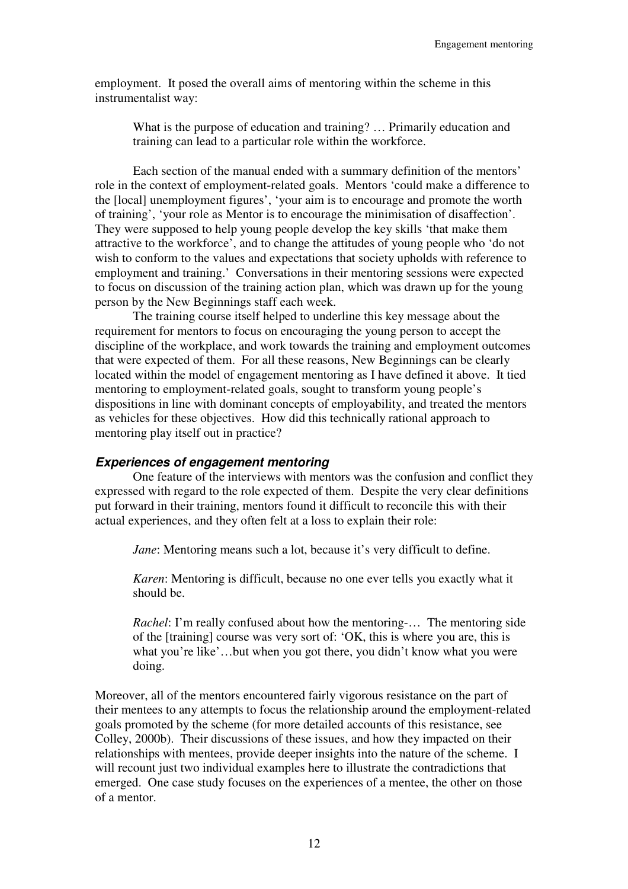employment. It posed the overall aims of mentoring within the scheme in this instrumentalist way:

> What is the purpose of education and training? … Primarily education and training can lead to a particular role within the workforce.

Each section of the manual ended with a summary definition of the mentors' role in the context of employment-related goals. Mentors 'could make a difference to the [local] unemployment figures', 'your aim is to encourage and promote the worth of training', 'your role as Mentor is to encourage the minimisation of disaffection'. They were supposed to help young people develop the key skills 'that make them attractive to the workforce', and to change the attitudes of young people who 'do not wish to conform to the values and expectations that society upholds with reference to employment and training.' Conversations in their mentoring sessions were expected to focus on discussion of the training action plan, which was drawn up for the young person by the New Beginnings staff each week.

The training course itself helped to underline this key message about the requirement for mentors to focus on encouraging the young person to accept the discipline of the workplace, and work towards the training and employment outcomes that were expected of them. For all these reasons, New Beginnings can be clearly located within the model of engagement mentoring as I have defined it above. It tied mentoring to employment-related goals, sought to transform young people's dispositions in line with dominant concepts of employability, and treated the mentors as vehicles for these objectives. How did this technically rational approach to mentoring play itself out in practice?

### *Experiences of engagement mentoring*

One feature of the interviews with mentors was the confusion and conflict they expressed with regard to the role expected of them. Despite the very clear definitions put forward in their training, mentors found it difficult to reconcile this with their actual experiences, and they often felt at a loss to explain their role:

> *Jane*: Mentoring means such a lot, because it's very difficult to define.
>
> *Karen*: Mentoring is difficult, because no one ever tells you exactly what it should be.
>
> *Rachel*: I'm really confused about how the mentoring-… The mentoring side of the [training] course was very sort of: 'OK, this is where you are, this is what you're like'…but when you got there, you didn't know what you were doing.

Moreover, all of the mentors encountered fairly vigorous resistance on the part of their mentees to any attempts to focus the relationship around the employment-related goals promoted by the scheme (for more detailed accounts of this resistance, see Colley, 2000b). Their discussions of these issues, and how they impacted on their relationships with mentees, provide deeper insights into the nature of the scheme. I will recount just two individual examples here to illustrate the contradictions that emerged. One case study focuses on the experiences of a mentee, the other on those of a mentor.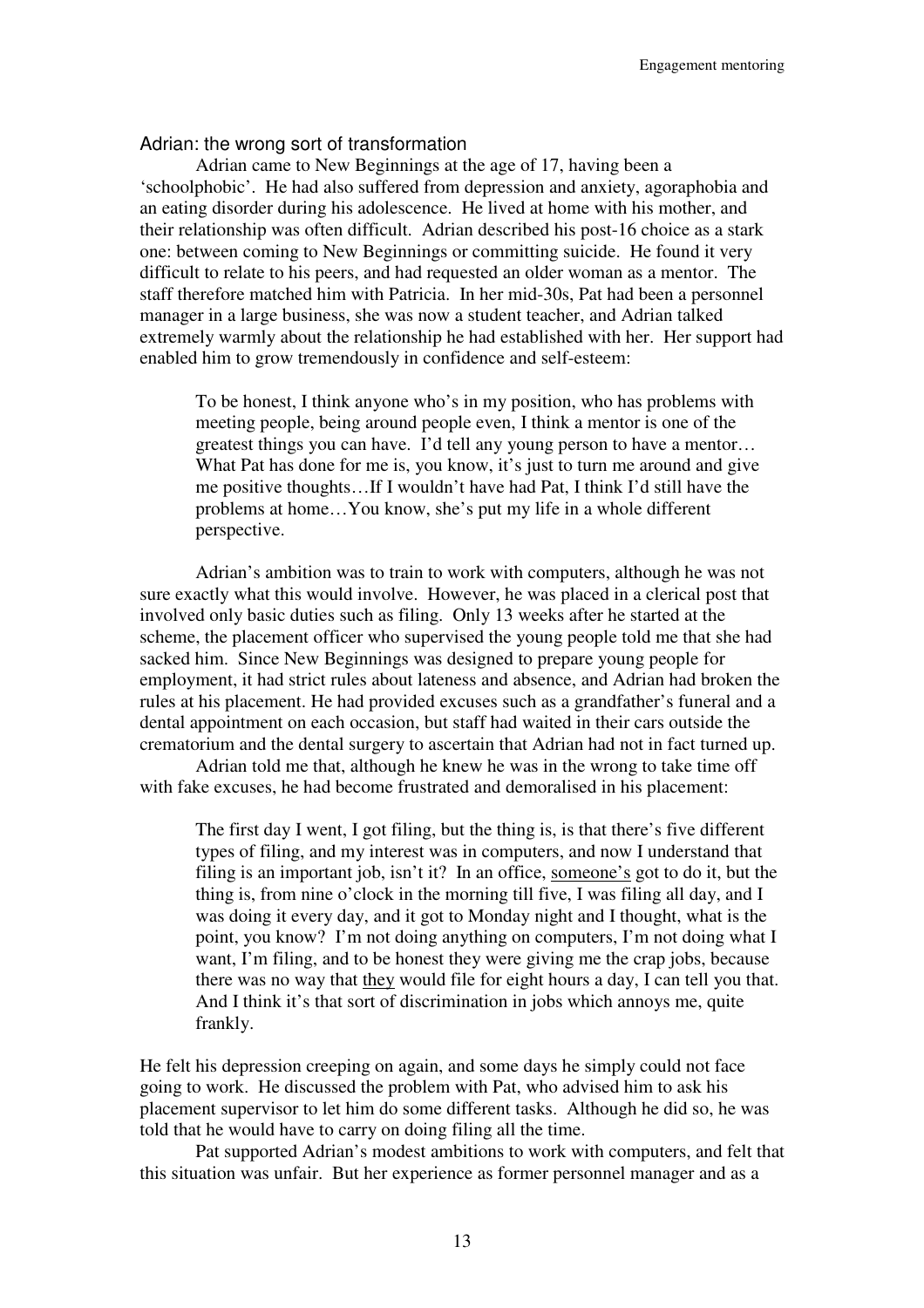### Adrian: the wrong sort of transformation

Adrian came to New Beginnings at the age of 17, having been a 'schoolphobic'. He had also suffered from depression and anxiety, agoraphobia and an eating disorder during his adolescence. He lived at home with his mother, and their relationship was often difficult. Adrian described his post-16 choice as a stark one: between coming to New Beginnings or committing suicide. He found it very difficult to relate to his peers, and had requested an older woman as a mentor. The staff therefore matched him with Patricia. In her mid-30s, Pat had been a personnel manager in a large business, she was now a student teacher, and Adrian talked extremely warmly about the relationship he had established with her. Her support had enabled him to grow tremendously in confidence and self-esteem:

> To be honest, I think anyone who's in my position, who has problems with meeting people, being around people even, I think a mentor is one of the greatest things you can have. I'd tell any young person to have a mentor… What Pat has done for me is, you know, it's just to turn me around and give me positive thoughts…If I wouldn't have had Pat, I think I'd still have the problems at home…You know, she's put my life in a whole different perspective.

Adrian's ambition was to train to work with computers, although he was not sure exactly what this would involve. However, he was placed in a clerical post that involved only basic duties such as filing. Only 13 weeks after he started at the scheme, the placement officer who supervised the young people told me that she had sacked him. Since New Beginnings was designed to prepare young people for employment, it had strict rules about lateness and absence, and Adrian had broken the rules at his placement. He had provided excuses such as a grandfather's funeral and a dental appointment on each occasion, but staff had waited in their cars outside the crematorium and the dental surgery to ascertain that Adrian had not in fact turned up.

Adrian told me that, although he knew he was in the wrong to take time off with fake excuses, he had become frustrated and demoralised in his placement:

> The first day I went, I got filing, but the thing is, is that there's five different types of filing, and my interest was in computers, and now I understand that filing is an important job, isn't it? In an office, <u>someone's</u> got to do it, but the thing is, from nine o'clock in the morning till five, I was filing all day, and I was doing it every day, and it got to Monday night and I thought, what is the point, you know? I'm not doing anything on computers, I'm not doing what I want, I'm filing, and to be honest they were giving me the crap jobs, because there was no way that <u>they</u> would file for eight hours a day, I can tell you that. And I think it's that sort of discrimination in jobs which annoys me, quite frankly.

He felt his depression creeping on again, and some days he simply could not face going to work. He discussed the problem with Pat, who advised him to ask his placement supervisor to let him do some different tasks. Although he did so, he was told that he would have to carry on doing filing all the time.

Pat supported Adrian's modest ambitions to work with computers, and felt that this situation was unfair. But her experience as former personnel manager and as a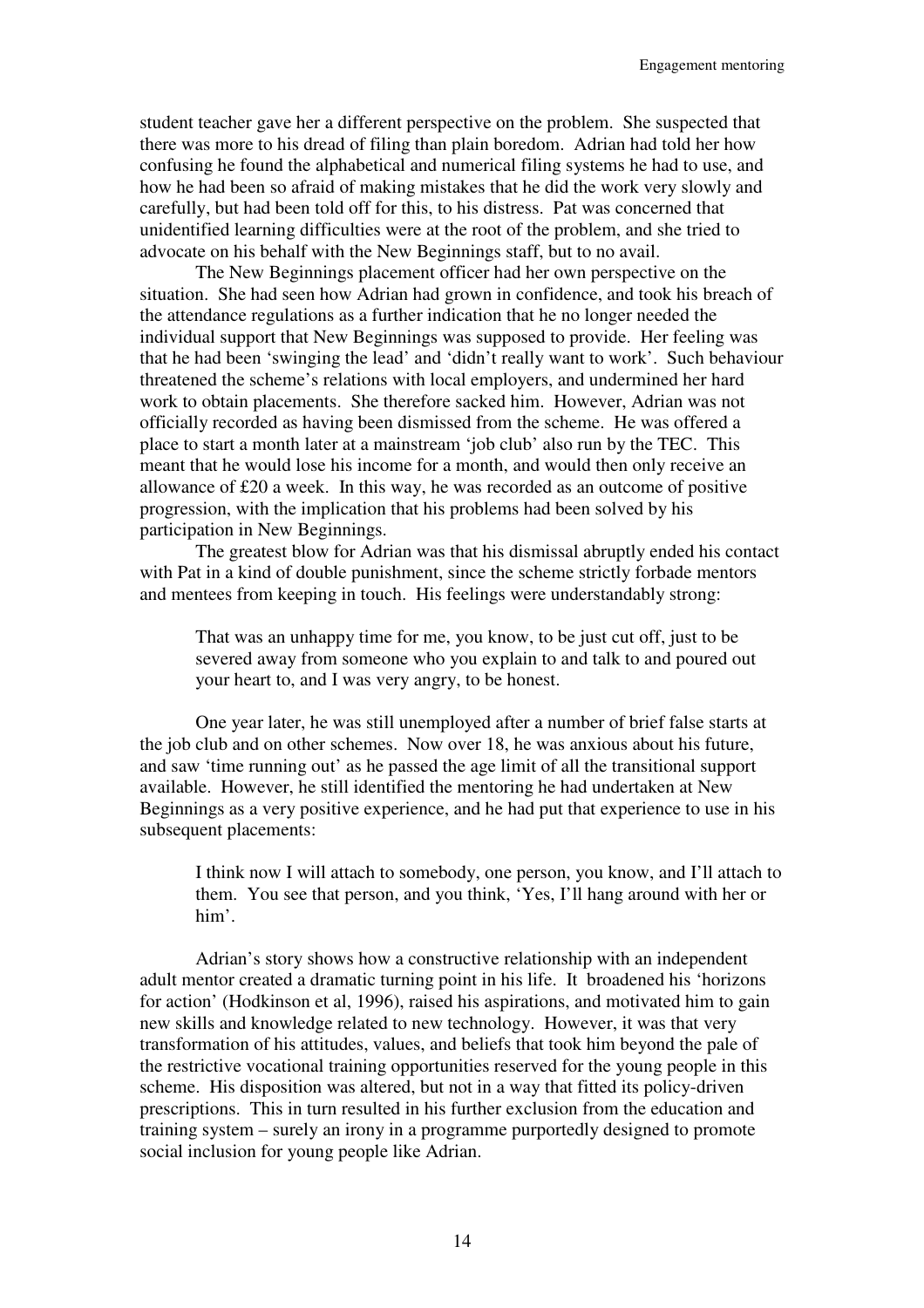student teacher gave her a different perspective on the problem. She suspected that there was more to his dread of filing than plain boredom. Adrian had told her how confusing he found the alphabetical and numerical filing systems he had to use, and how he had been so afraid of making mistakes that he did the work very slowly and carefully, but had been told off for this, to his distress. Pat was concerned that unidentified learning difficulties were at the root of the problem, and she tried to advocate on his behalf with the New Beginnings staff, but to no avail.

The New Beginnings placement officer had her own perspective on the situation. She had seen how Adrian had grown in confidence, and took his breach of the attendance regulations as a further indication that he no longer needed the individual support that New Beginnings was supposed to provide. Her feeling was that he had been 'swinging the lead' and 'didn't really want to work'. Such behaviour threatened the scheme's relations with local employers, and undermined her hard work to obtain placements. She therefore sacked him. However, Adrian was not officially recorded as having been dismissed from the scheme. He was offered a place to start a month later at a mainstream 'job club' also run by the TEC. This meant that he would lose his income for a month, and would then only receive an allowance of £20 a week. In this way, he was recorded as an outcome of positive progression, with the implication that his problems had been solved by his participation in New Beginnings.

The greatest blow for Adrian was that his dismissal abruptly ended his contact with Pat in a kind of double punishment, since the scheme strictly forbade mentors and mentees from keeping in touch. His feelings were understandably strong:

> That was an unhappy time for me, you know, to be just cut off, just to be severed away from someone who you explain to and talk to and poured out your heart to, and I was very angry, to be honest.

One year later, he was still unemployed after a number of brief false starts at the job club and on other schemes. Now over 18, he was anxious about his future, and saw 'time running out' as he passed the age limit of all the transitional support available. However, he still identified the mentoring he had undertaken at New Beginnings as a very positive experience, and he had put that experience to use in his subsequent placements:

> I think now I will attach to somebody, one person, you know, and I'll attach to them. You see that person, and you think, 'Yes, I'll hang around with her or him'.

Adrian's story shows how a constructive relationship with an independent adult mentor created a dramatic turning point in his life. It broadened his 'horizons for action' (Hodkinson et al, 1996), raised his aspirations, and motivated him to gain new skills and knowledge related to new technology. However, it was that very transformation of his attitudes, values, and beliefs that took him beyond the pale of the restrictive vocational training opportunities reserved for the young people in this scheme. His disposition was altered, but not in a way that fitted its policy-driven prescriptions. This in turn resulted in his further exclusion from the education and training system – surely an irony in a programme purportedly designed to promote social inclusion for young people like Adrian.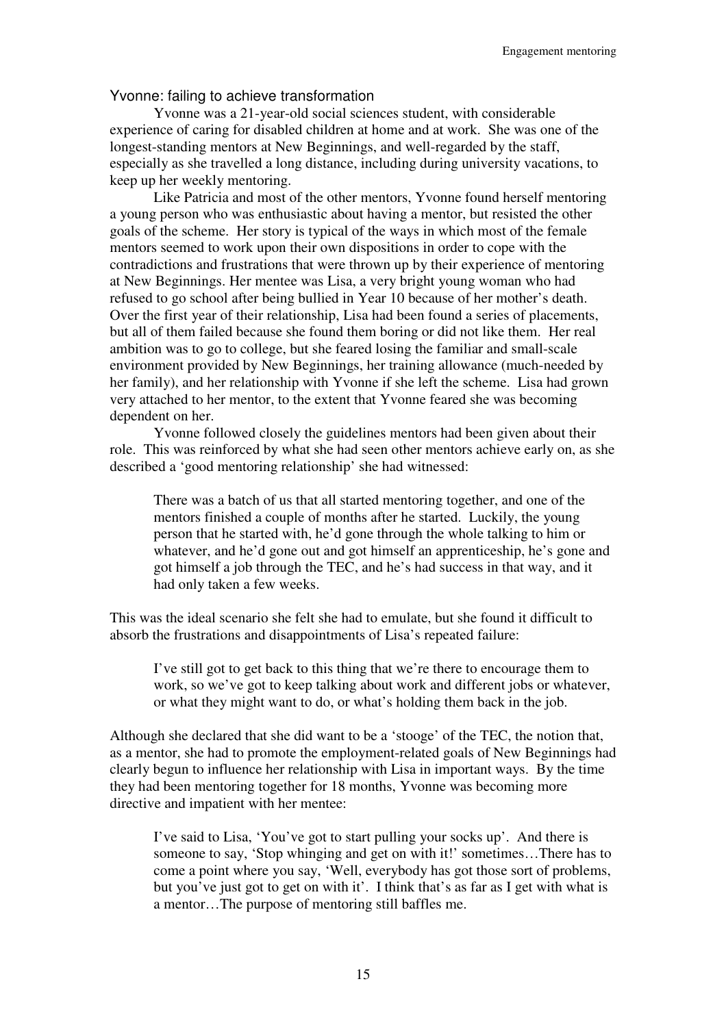### Yvonne: failing to achieve transformation

Yvonne was a 21-year-old social sciences student, with considerable experience of caring for disabled children at home and at work. She was one of the longest-standing mentors at New Beginnings, and well-regarded by the staff, especially as she travelled a long distance, including during university vacations, to keep up her weekly mentoring.

Like Patricia and most of the other mentors, Yvonne found herself mentoring a young person who was enthusiastic about having a mentor, but resisted the other goals of the scheme. Her story is typical of the ways in which most of the female mentors seemed to work upon their own dispositions in order to cope with the contradictions and frustrations that were thrown up by their experience of mentoring at New Beginnings. Her mentee was Lisa, a very bright young woman who had refused to go school after being bullied in Year 10 because of her mother's death. Over the first year of their relationship, Lisa had been found a series of placements, but all of them failed because she found them boring or did not like them. Her real ambition was to go to college, but she feared losing the familiar and small-scale environment provided by New Beginnings, her training allowance (much-needed by her family), and her relationship with Yvonne if she left the scheme. Lisa had grown very attached to her mentor, to the extent that Yvonne feared she was becoming dependent on her.

Yvonne followed closely the guidelines mentors had been given about their role. This was reinforced by what she had seen other mentors achieve early on, as she described a 'good mentoring relationship' she had witnessed:

> There was a batch of us that all started mentoring together, and one of the mentors finished a couple of months after he started. Luckily, the young person that he started with, he'd gone through the whole talking to him or whatever, and he'd gone out and got himself an apprenticeship, he's gone and got himself a job through the TEC, and he's had success in that way, and it had only taken a few weeks.

This was the ideal scenario she felt she had to emulate, but she found it difficult to absorb the frustrations and disappointments of Lisa's repeated failure:

> I've still got to get back to this thing that we're there to encourage them to work, so we've got to keep talking about work and different jobs or whatever, or what they might want to do, or what's holding them back in the job.

Although she declared that she did want to be a 'stooge' of the TEC, the notion that, as a mentor, she had to promote the employment-related goals of New Beginnings had clearly begun to influence her relationship with Lisa in important ways. By the time they had been mentoring together for 18 months, Yvonne was becoming more directive and impatient with her mentee:

> I've said to Lisa, 'You've got to start pulling your socks up'. And there is someone to say, 'Stop whinging and get on with it!' sometimes…There has to come a point where you say, 'Well, everybody has got those sort of problems, but you've just got to get on with it'. I think that's as far as I get with what is a mentor…The purpose of mentoring still baffles me.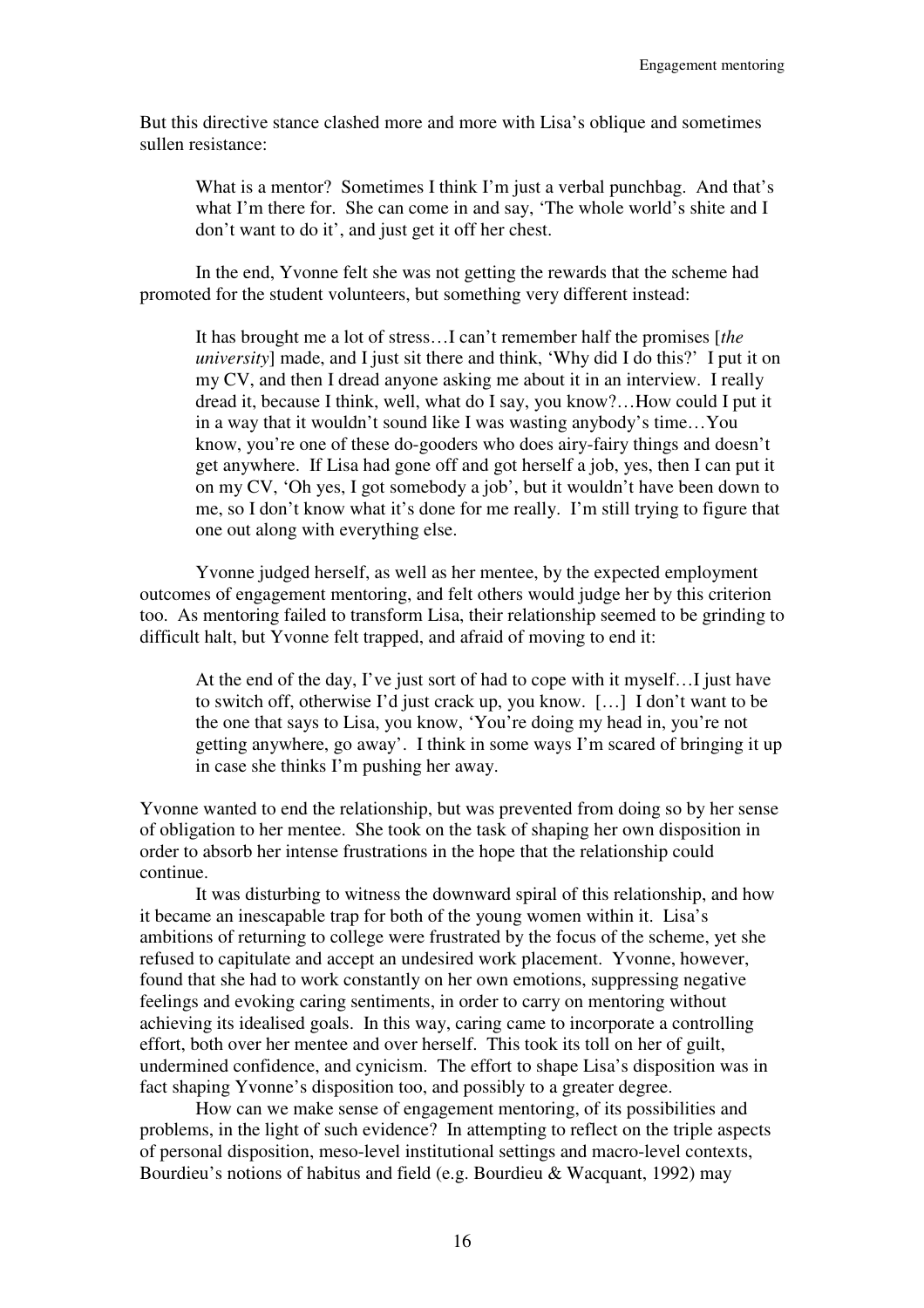But this directive stance clashed more and more with Lisa's oblique and sometimes sullen resistance:

> What is a mentor? Sometimes I think I'm just a verbal punchbag. And that's what I'm there for. She can come in and say, 'The whole world's shite and I don't want to do it', and just get it off her chest.

In the end, Yvonne felt she was not getting the rewards that the scheme had promoted for the student volunteers, but something very different instead:

> It has brought me a lot of stress…I can't remember half the promises [*the university*] made, and I just sit there and think, 'Why did I do this?' I put it on my CV, and then I dread anyone asking me about it in an interview. I really dread it, because I think, well, what do I say, you know?…How could I put it in a way that it wouldn't sound like I was wasting anybody's time…You know, you're one of these do-gooders who does airy-fairy things and doesn't get anywhere. If Lisa had gone off and got herself a job, yes, then I can put it on my CV, 'Oh yes, I got somebody a job', but it wouldn't have been down to me, so I don't know what it's done for me really. I'm still trying to figure that one out along with everything else.

Yvonne judged herself, as well as her mentee, by the expected employment outcomes of engagement mentoring, and felt others would judge her by this criterion too. As mentoring failed to transform Lisa, their relationship seemed to be grinding to difficult halt, but Yvonne felt trapped, and afraid of moving to end it:

> At the end of the day, I've just sort of had to cope with it myself…I just have to switch off, otherwise I'd just crack up, you know. […] I don't want to be the one that says to Lisa, you know, 'You're doing my head in, you're not getting anywhere, go away'. I think in some ways I'm scared of bringing it up in case she thinks I'm pushing her away.

Yvonne wanted to end the relationship, but was prevented from doing so by her sense of obligation to her mentee. She took on the task of shaping her own disposition in order to absorb her intense frustrations in the hope that the relationship could continue.

It was disturbing to witness the downward spiral of this relationship, and how it became an inescapable trap for both of the young women within it. Lisa's ambitions of returning to college were frustrated by the focus of the scheme, yet she refused to capitulate and accept an undesired work placement. Yvonne, however, found that she had to work constantly on her own emotions, suppressing negative feelings and evoking caring sentiments, in order to carry on mentoring without achieving its idealised goals. In this way, caring came to incorporate a controlling effort, both over her mentee and over herself. This took its toll on her of guilt, undermined confidence, and cynicism. The effort to shape Lisa's disposition was in fact shaping Yvonne's disposition too, and possibly to a greater degree.

How can we make sense of engagement mentoring, of its possibilities and problems, in the light of such evidence? In attempting to reflect on the triple aspects of personal disposition, meso-level institutional settings and macro-level contexts, Bourdieu's notions of habitus and field (e.g. Bourdieu & Wacquant, 1992) may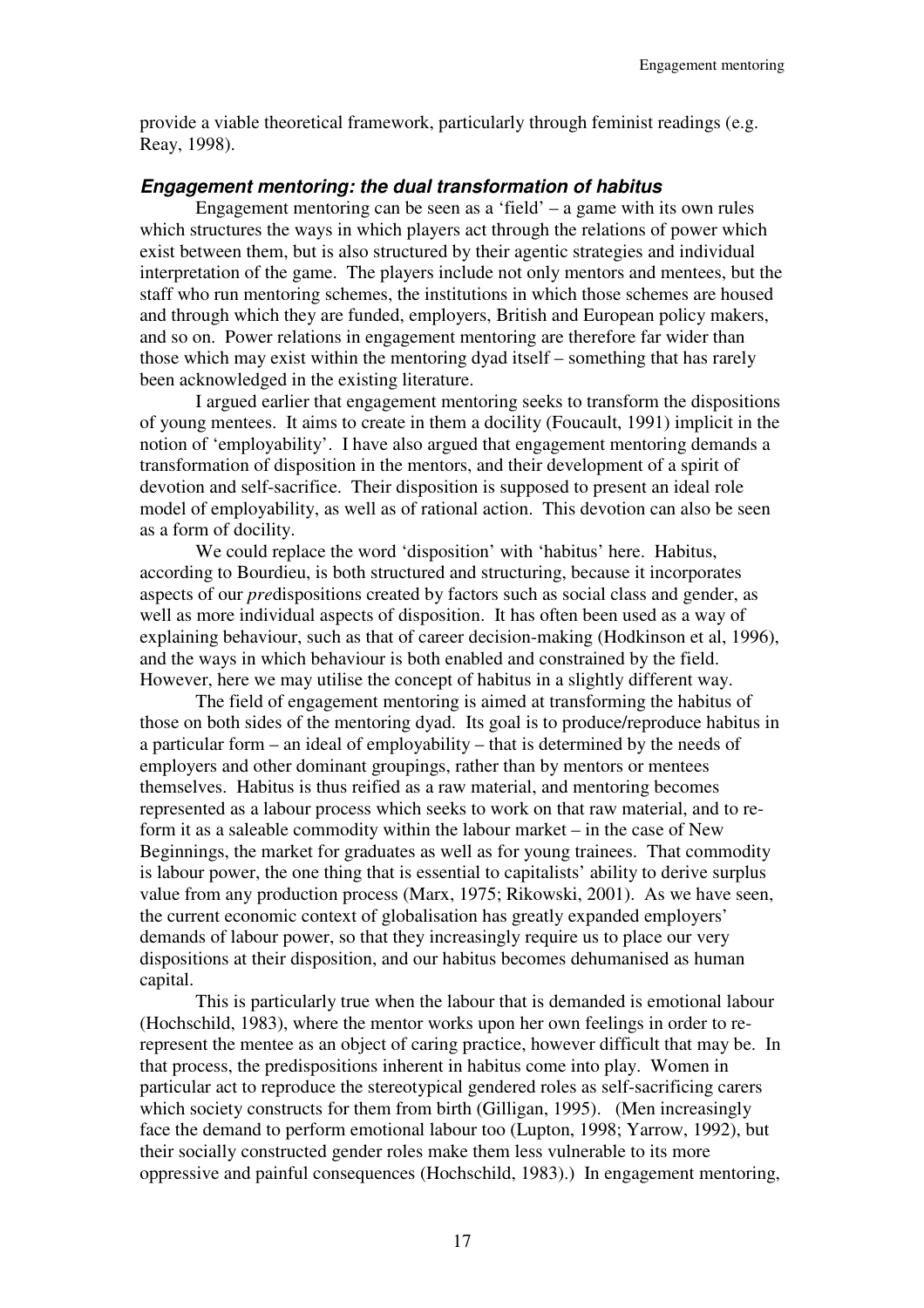provide a viable theoretical framework, particularly through feminist readings (e.g. Reay, 1998).

### *Engagement mentoring: the dual transformation of habitus*

Engagement mentoring can be seen as a 'field' – a game with its own rules which structures the ways in which players act through the relations of power which exist between them, but is also structured by their agentic strategies and individual interpretation of the game. The players include not only mentors and mentees, but the staff who run mentoring schemes, the institutions in which those schemes are housed and through which they are funded, employers, British and European policy makers, and so on. Power relations in engagement mentoring are therefore far wider than those which may exist within the mentoring dyad itself – something that has rarely been acknowledged in the existing literature.

I argued earlier that engagement mentoring seeks to transform the dispositions of young mentees. It aims to create in them a docility (Foucault, 1991) implicit in the notion of 'employability'. I have also argued that engagement mentoring demands a transformation of disposition in the mentors, and their development of a spirit of devotion and self-sacrifice. Their disposition is supposed to present an ideal role model of employability, as well as of rational action. This devotion can also be seen as a form of docility.

We could replace the word 'disposition' with 'habitus' here. Habitus, according to Bourdieu, is both structured and structuring, because it incorporates aspects of our *pre*dispositions created by factors such as social class and gender, as well as more individual aspects of disposition. It has often been used as a way of explaining behaviour, such as that of career decision-making (Hodkinson et al, 1996), and the ways in which behaviour is both enabled and constrained by the field. However, here we may utilise the concept of habitus in a slightly different way.

The field of engagement mentoring is aimed at transforming the habitus of those on both sides of the mentoring dyad. Its goal is to produce/reproduce habitus in a particular form – an ideal of employability – that is determined by the needs of employers and other dominant groupings, rather than by mentors or mentees themselves. Habitus is thus reified as a raw material, and mentoring becomes represented as a labour process which seeks to work on that raw material, and to re-form it as a saleable commodity within the labour market – in the case of New Beginnings, the market for graduates as well as for young trainees. That commodity is labour power, the one thing that is essential to capitalists' ability to derive surplus value from any production process (Marx, 1975; Rikowski, 2001). As we have seen, the current economic context of globalisation has greatly expanded employers' demands of labour power, so that they increasingly require us to place our very dispositions at their disposition, and our habitus becomes dehumanised as human capital.

This is particularly true when the labour that is demanded is emotional labour (Hochschild, 1983), where the mentor works upon her own feelings in order to re-represent the mentee as an object of caring practice, however difficult that may be. In that process, the predispositions inherent in habitus come into play. Women in particular act to reproduce the stereotypical gendered roles as self-sacrificing carers which society constructs for them from birth (Gilligan, 1995). (Men increasingly face the demand to perform emotional labour too (Lupton, 1998; Yarrow, 1992), but their socially constructed gender roles make them less vulnerable to its more oppressive and painful consequences (Hochschild, 1983).) In engagement mentoring,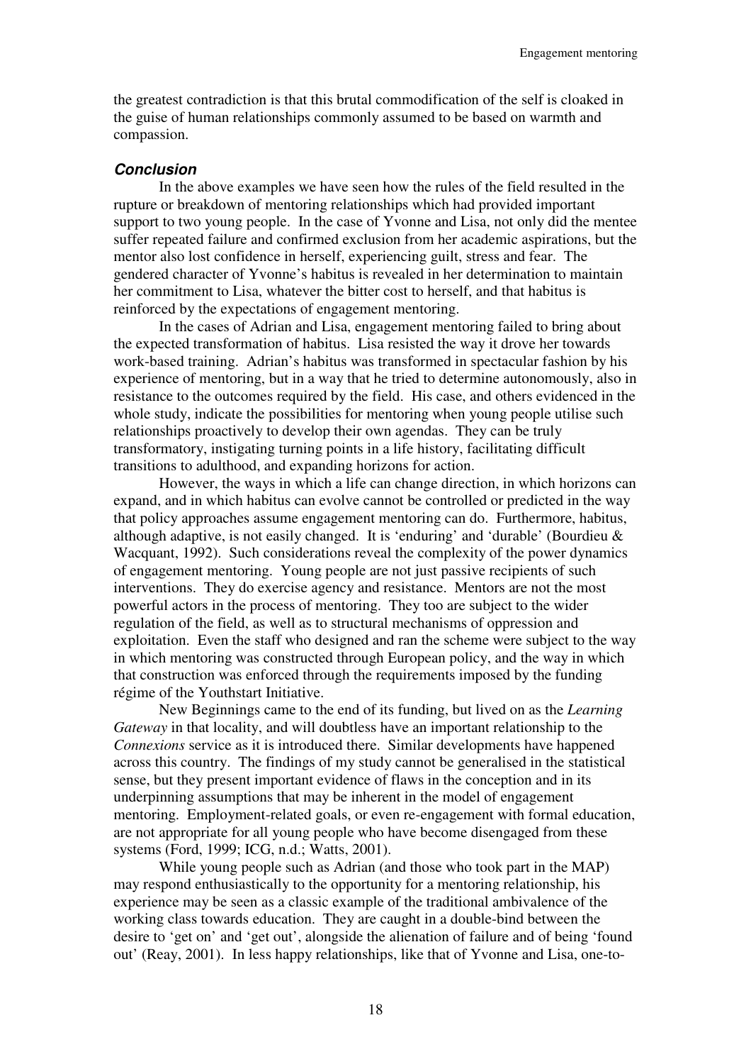the greatest contradiction is that this brutal commodification of the self is cloaked in the guise of human relationships commonly assumed to be based on warmth and compassion.

### *Conclusion*

In the above examples we have seen how the rules of the field resulted in the rupture or breakdown of mentoring relationships which had provided important support to two young people. In the case of Yvonne and Lisa, not only did the mentee suffer repeated failure and confirmed exclusion from her academic aspirations, but the mentor also lost confidence in herself, experiencing guilt, stress and fear. The gendered character of Yvonne's habitus is revealed in her determination to maintain her commitment to Lisa, whatever the bitter cost to herself, and that habitus is reinforced by the expectations of engagement mentoring.

In the cases of Adrian and Lisa, engagement mentoring failed to bring about the expected transformation of habitus. Lisa resisted the way it drove her towards work-based training. Adrian's habitus was transformed in spectacular fashion by his experience of mentoring, but in a way that he tried to determine autonomously, also in resistance to the outcomes required by the field. His case, and others evidenced in the whole study, indicate the possibilities for mentoring when young people utilise such relationships proactively to develop their own agendas. They can be truly transformatory, instigating turning points in a life history, facilitating difficult transitions to adulthood, and expanding horizons for action.

However, the ways in which a life can change direction, in which horizons can expand, and in which habitus can evolve cannot be controlled or predicted in the way that policy approaches assume engagement mentoring can do. Furthermore, habitus, although adaptive, is not easily changed. It is 'enduring' and 'durable' (Bourdieu & Wacquant, 1992). Such considerations reveal the complexity of the power dynamics of engagement mentoring. Young people are not just passive recipients of such interventions. They do exercise agency and resistance. Mentors are not the most powerful actors in the process of mentoring. They too are subject to the wider regulation of the field, as well as to structural mechanisms of oppression and exploitation. Even the staff who designed and ran the scheme were subject to the way in which mentoring was constructed through European policy, and the way in which that construction was enforced through the requirements imposed by the funding régime of the Youthstart Initiative.

New Beginnings came to the end of its funding, but lived on as the *Learning Gateway* in that locality, and will doubtless have an important relationship to the *Connexions* service as it is introduced there. Similar developments have happened across this country. The findings of my study cannot be generalised in the statistical sense, but they present important evidence of flaws in the conception and in its underpinning assumptions that may be inherent in the model of engagement mentoring. Employment-related goals, or even re-engagement with formal education, are not appropriate for all young people who have become disengaged from these systems (Ford, 1999; ICG, n.d.; Watts, 2001).

While young people such as Adrian (and those who took part in the MAP) may respond enthusiastically to the opportunity for a mentoring relationship, his experience may be seen as a classic example of the traditional ambivalence of the working class towards education. They are caught in a double-bind between the desire to 'get on' and 'get out', alongside the alienation of failure and of being 'found out' (Reay, 2001). In less happy relationships, like that of Yvonne and Lisa, one-to-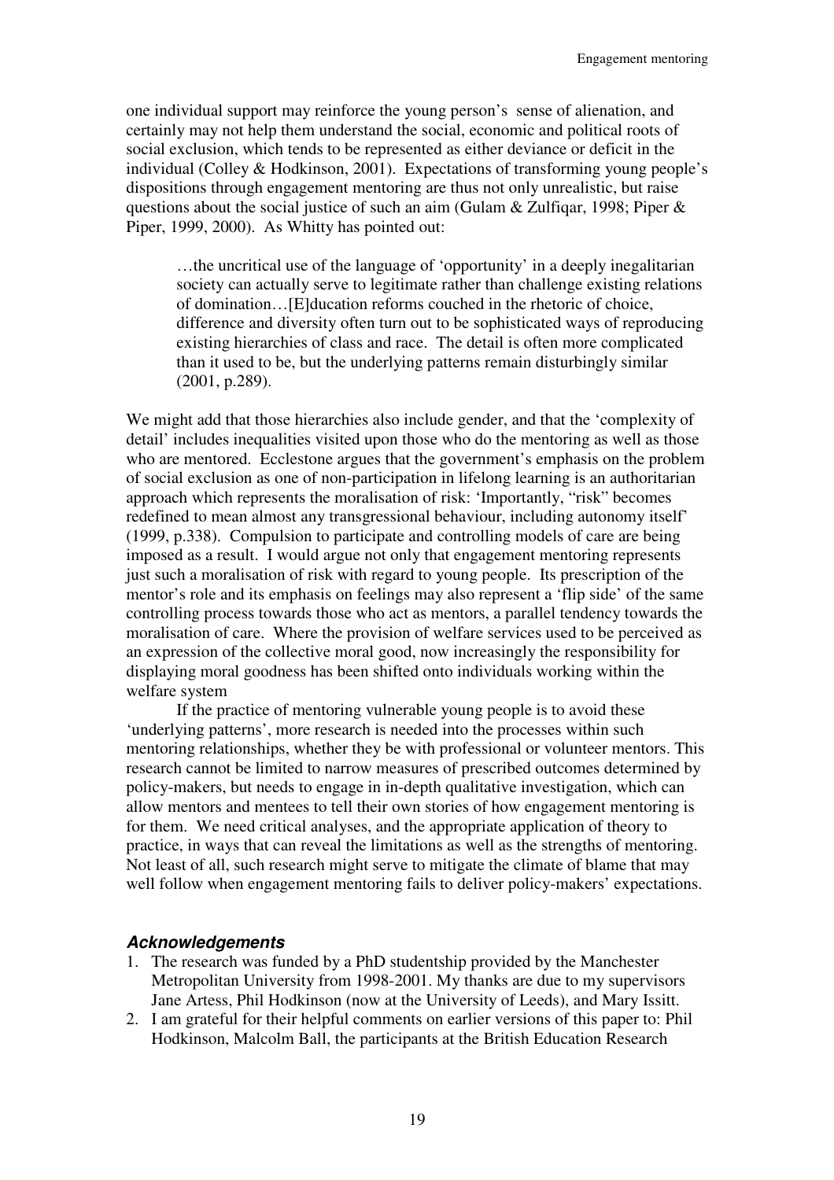one individual support may reinforce the young person's sense of alienation, and certainly may not help them understand the social, economic and political roots of social exclusion, which tends to be represented as either deviance or deficit in the individual (Colley & Hodkinson, 2001). Expectations of transforming young people's dispositions through engagement mentoring are thus not only unrealistic, but raise questions about the social justice of such an aim (Gulam & Zulfiqar, 1998; Piper & Piper, 1999, 2000). As Whitty has pointed out:

> …the uncritical use of the language of 'opportunity' in a deeply inegalitarian society can actually serve to legitimate rather than challenge existing relations of domination…[E]ducation reforms couched in the rhetoric of choice, difference and diversity often turn out to be sophisticated ways of reproducing existing hierarchies of class and race. The detail is often more complicated than it used to be, but the underlying patterns remain disturbingly similar (2001, p.289).

We might add that those hierarchies also include gender, and that the 'complexity of detail' includes inequalities visited upon those who do the mentoring as well as those who are mentored. Ecclestone argues that the government's emphasis on the problem of social exclusion as one of non-participation in lifelong learning is an authoritarian approach which represents the moralisation of risk: 'Importantly, "risk" becomes redefined to mean almost any transgressional behaviour, including autonomy itself' (1999, p.338). Compulsion to participate and controlling models of care are being imposed as a result. I would argue not only that engagement mentoring represents just such a moralisation of risk with regard to young people. Its prescription of the mentor's role and its emphasis on feelings may also represent a 'flip side' of the same controlling process towards those who act as mentors, a parallel tendency towards the moralisation of care. Where the provision of welfare services used to be perceived as an expression of the collective moral good, now increasingly the responsibility for displaying moral goodness has been shifted onto individuals working within the welfare system

If the practice of mentoring vulnerable young people is to avoid these 'underlying patterns', more research is needed into the processes within such mentoring relationships, whether they be with professional or volunteer mentors. This research cannot be limited to narrow measures of prescribed outcomes determined by policy-makers, but needs to engage in in-depth qualitative investigation, which can allow mentors and mentees to tell their own stories of how engagement mentoring is for them. We need critical analyses, and the appropriate application of theory to practice, in ways that can reveal the limitations as well as the strengths of mentoring. Not least of all, such research might serve to mitigate the climate of blame that may well follow when engagement mentoring fails to deliver policy-makers' expectations.

### ***Acknowledgements***

1. The research was funded by a PhD studentship provided by the Manchester Metropolitan University from 1998-2001. My thanks are due to my supervisors Jane Artess, Phil Hodkinson (now at the University of Leeds), and Mary Issitt.
2. I am grateful for their helpful comments on earlier versions of this paper to: Phil Hodkinson, Malcolm Ball, the participants at the British Education Research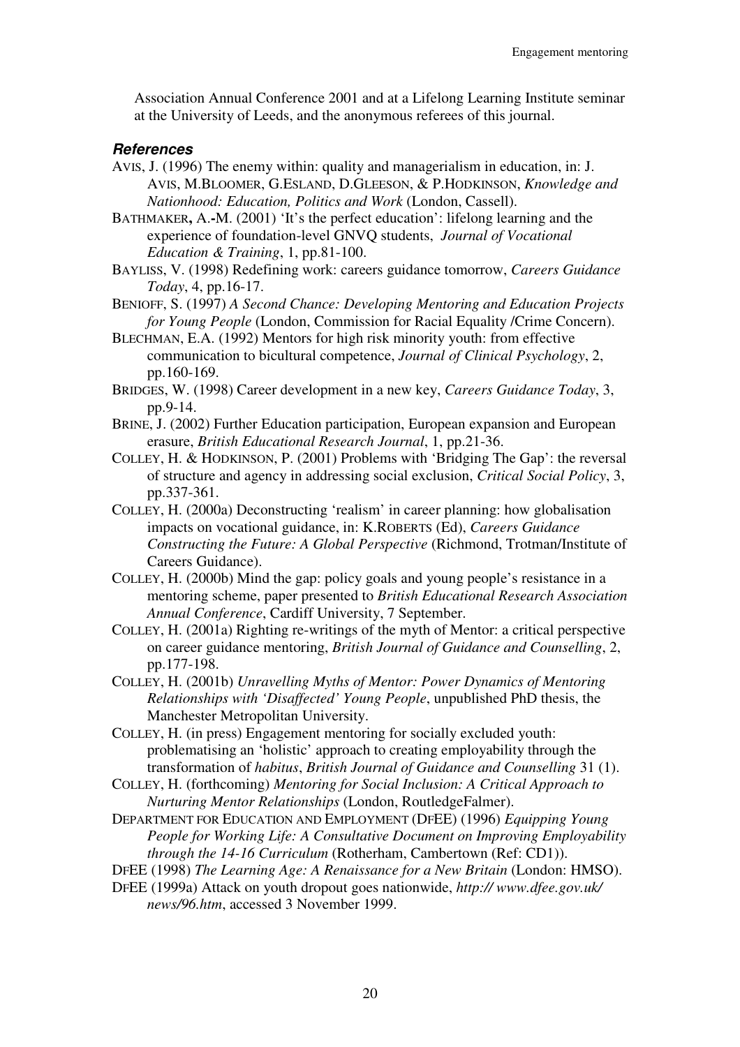Association Annual Conference 2001 and at a Lifelong Learning Institute seminar at the University of Leeds, and the anonymous referees of this journal.

### *References*

AVIS, J. (1996) The enemy within: quality and managerialism in education, in: J. AVIS, M.BLOOMER, G.ESLAND, D.GLEESON, & P.HODKINSON, *Knowledge and Nationhood: Education, Politics and Work* (London, Cassell).

BATHMAKER**,** A.-M. (2001) 'It's the perfect education': lifelong learning and the experience of foundation-level GNVQ students, *Journal of Vocational Education & Training*, 1, pp.81-100.

BAYLISS, V. (1998) Redefining work: careers guidance tomorrow, *Careers Guidance Today*, 4, pp.16-17.

BENIOFF, S. (1997) *A Second Chance: Developing Mentoring and Education Projects for Young People* (London, Commission for Racial Equality /Crime Concern).

BLECHMAN, E.A. (1992) Mentors for high risk minority youth: from effective communication to bicultural competence, *Journal of Clinical Psychology*, 2, pp.160-169.

BRIDGES, W. (1998) Career development in a new key, *Careers Guidance Today*, 3, pp.9-14.

BRINE, J. (2002) Further Education participation, European expansion and European erasure, *British Educational Research Journal*, 1, pp.21-36.

COLLEY, H. & HODKINSON, P. (2001) Problems with 'Bridging The Gap': the reversal of structure and agency in addressing social exclusion, *Critical Social Policy*, 3, pp.337-361.

COLLEY, H. (2000a) Deconstructing 'realism' in career planning: how globalisation impacts on vocational guidance, in: K.ROBERTS (Ed), *Careers Guidance Constructing the Future: A Global Perspective* (Richmond, Trotman/Institute of Careers Guidance).

COLLEY, H. (2000b) Mind the gap: policy goals and young people's resistance in a mentoring scheme, paper presented to *British Educational Research Association Annual Conference*, Cardiff University, 7 September.

COLLEY, H. (2001a) Righting re-writings of the myth of Mentor: a critical perspective on career guidance mentoring, *British Journal of Guidance and Counselling*, 2, pp.177-198.

COLLEY, H. (2001b) *Unravelling Myths of Mentor: Power Dynamics of Mentoring Relationships with 'Disaffected' Young People*, unpublished PhD thesis, the Manchester Metropolitan University.

COLLEY, H. (in press) Engagement mentoring for socially excluded youth: problematising an 'holistic' approach to creating employability through the transformation of *habitus*, *British Journal of Guidance and Counselling* 31 (1).

COLLEY, H. (forthcoming) *Mentoring for Social Inclusion: A Critical Approach to Nurturing Mentor Relationships* (London, RoutledgeFalmer).

DEPARTMENT FOR EDUCATION AND EMPLOYMENT (DFEE) (1996) *Equipping Young People for Working Life: A Consultative Document on Improving Employability through the 14-16 Curriculum* (Rotherham, Cambertown (Ref: CD1)).

DFEE (1998) *The Learning Age: A Renaissance for a New Britain* (London: HMSO).

DFEE (1999a) Attack on youth dropout goes nationwide, *http:// www.dfee.gov.uk/ news/96.htm*, accessed 3 November 1999.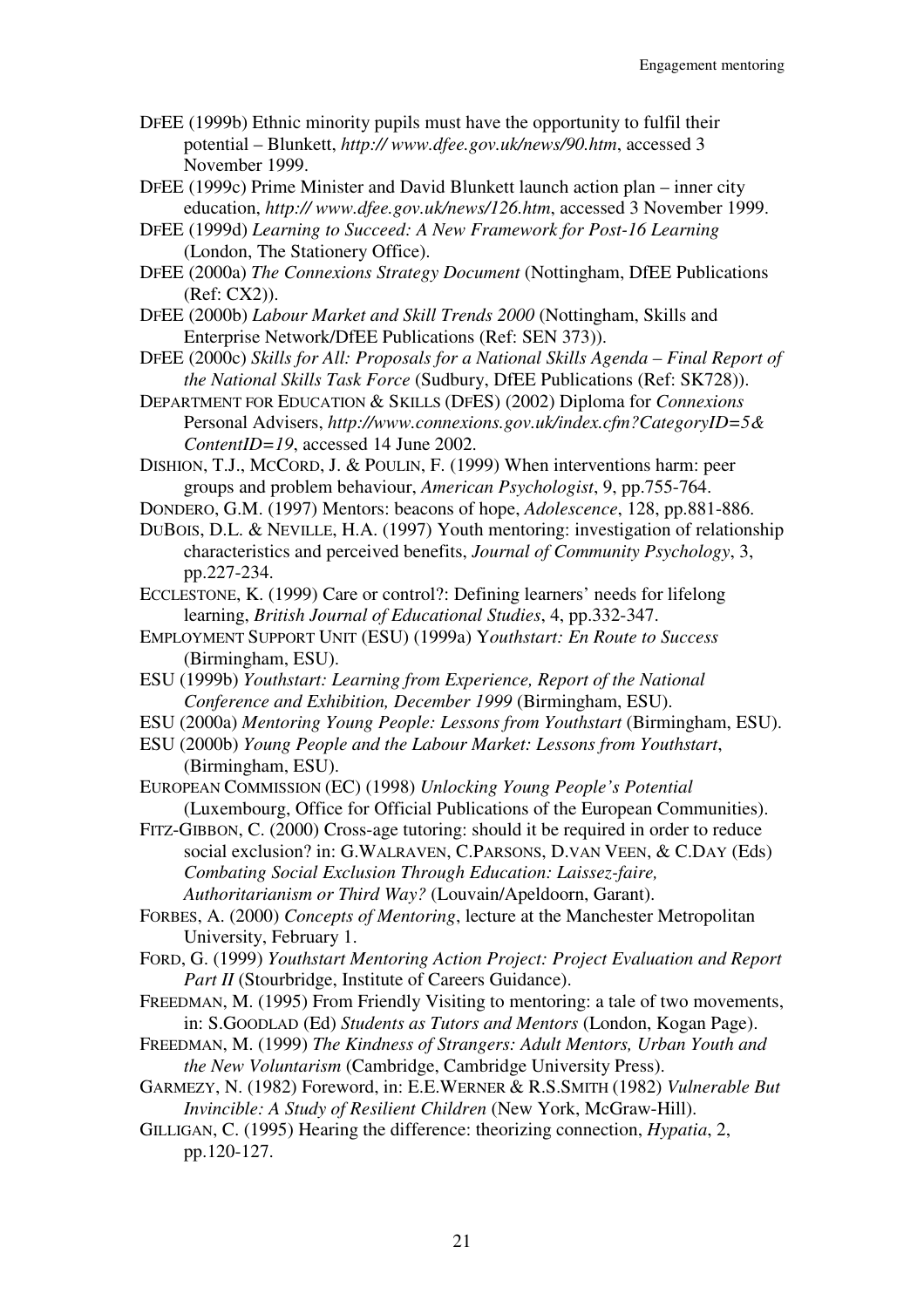DfEE (1999b) Ethnic minority pupils must have the opportunity to fulfil their potential – Blunkett, *http:// www.dfee.gov.uk/news/90.htm*, accessed 3 November 1999.

DfEE (1999c) Prime Minister and David Blunkett launch action plan – inner city education, *http:// www.dfee.gov.uk/news/126.htm*, accessed 3 November 1999.

DfEE (1999d) *Learning to Succeed: A New Framework for Post-16 Learning* (London, The Stationery Office).

DfEE (2000a) *The Connexions Strategy Document* (Nottingham, DfEE Publications (Ref: CX2)).

DfEE (2000b) *Labour Market and Skill Trends 2000* (Nottingham, Skills and Enterprise Network/DfEE Publications (Ref: SEN 373)).

DfEE (2000c) *Skills for All: Proposals for a National Skills Agenda – Final Report of the National Skills Task Force* (Sudbury, DfEE Publications (Ref: SK728)).

Department for Education & Skills (DfES) (2002) Diploma for *Connexions* Personal Advisers, *http://www.connexions.gov.uk/index.cfm?CategoryID=5& ContentID=19*, accessed 14 June 2002.

Dishion, T.J., McCord, J. & Poulin, F. (1999) When interventions harm: peer groups and problem behaviour, *American Psychologist*, 9, pp.755-764.

Dondero, G.M. (1997) Mentors: beacons of hope, *Adolescence*, 128, pp.881-886.

DuBois, D.L. & Neville, H.A. (1997) Youth mentoring: investigation of relationship characteristics and perceived benefits, *Journal of Community Psychology*, 3, pp.227-234.

Ecclestone, K. (1999) Care or control?: Defining learners' needs for lifelong learning, *British Journal of Educational Studies*, 4, pp.332-347.

Employment Support Unit (ESU) (1999a) Y*outhstart: En Route to Success* (Birmingham, ESU).

ESU (1999b) *Youthstart: Learning from Experience, Report of the National Conference and Exhibition, December 1999* (Birmingham, ESU).

ESU (2000a) *Mentoring Young People: Lessons from Youthstart* (Birmingham, ESU).

ESU (2000b) *Young People and the Labour Market: Lessons from Youthstart*, (Birmingham, ESU).

European Commission (EC) (1998) *Unlocking Young People's Potential* (Luxembourg, Office for Official Publications of the European Communities).

Fitz-Gibbon, C. (2000) Cross-age tutoring: should it be required in order to reduce social exclusion? in: G.Walraven, C.Parsons, D.van Veen, & C.Day (Eds) *Combating Social Exclusion Through Education: Laissez-faire, Authoritarianism or Third Way?* (Louvain/Apeldoorn, Garant).

Forbes, A. (2000) *Concepts of Mentoring*, lecture at the Manchester Metropolitan University, February 1.

Ford, G. (1999) *Youthstart Mentoring Action Project: Project Evaluation and Report Part II* (Stourbridge, Institute of Careers Guidance).

Freedman, M. (1995) From Friendly Visiting to mentoring: a tale of two movements, in: S.Goodlad (Ed) *Students as Tutors and Mentors* (London, Kogan Page).

Freedman, M. (1999) *The Kindness of Strangers: Adult Mentors, Urban Youth and the New Voluntarism* (Cambridge, Cambridge University Press).

Garmezy, N. (1982) Foreword, in: E.E.Werner & R.S.Smith (1982) *Vulnerable But Invincible: A Study of Resilient Children* (New York, McGraw-Hill).

Gilligan, C. (1995) Hearing the difference: theorizing connection, *Hypatia*, 2, pp.120-127.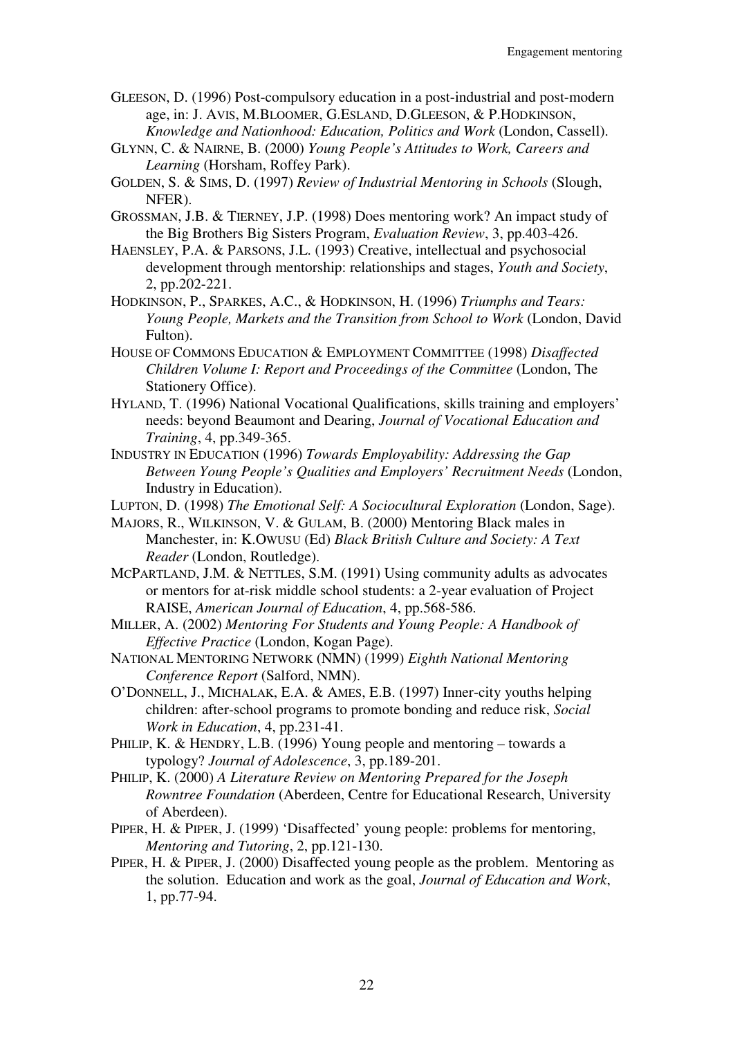GLEESON, D. (1996) Post-compulsory education in a post-industrial and post-modern age, in: J. AVIS, M.BLOOMER, G.ESLAND, D.GLEESON, & P.HODKINSON, *Knowledge and Nationhood: Education, Politics and Work* (London, Cassell).

GLYNN, C. & NAIRNE, B. (2000) *Young People's Attitudes to Work, Careers and Learning* (Horsham, Roffey Park).

GOLDEN, S. & SIMS, D. (1997) *Review of Industrial Mentoring in Schools* (Slough, NFER).

GROSSMAN, J.B. & TIERNEY, J.P. (1998) Does mentoring work? An impact study of the Big Brothers Big Sisters Program, *Evaluation Review*, 3, pp.403-426.

HAENSLEY, P.A. & PARSONS, J.L. (1993) Creative, intellectual and psychosocial development through mentorship: relationships and stages, *Youth and Society*, 2, pp.202-221.

HODKINSON, P., SPARKES, A.C., & HODKINSON, H. (1996) *Triumphs and Tears: Young People, Markets and the Transition from School to Work* (London, David Fulton).

HOUSE OF COMMONS EDUCATION & EMPLOYMENT COMMITTEE (1998) *Disaffected Children Volume I: Report and Proceedings of the Committee* (London, The Stationery Office).

HYLAND, T. (1996) National Vocational Qualifications, skills training and employers' needs: beyond Beaumont and Dearing, *Journal of Vocational Education and Training*, 4, pp.349-365.

INDUSTRY IN EDUCATION (1996) *Towards Employability: Addressing the Gap Between Young People's Qualities and Employers' Recruitment Needs* (London, Industry in Education).

LUPTON, D. (1998) *The Emotional Self: A Sociocultural Exploration* (London, Sage).

MAJORS, R., WILKINSON, V. & GULAM, B. (2000) Mentoring Black males in Manchester, in: K.OWUSU (Ed) *Black British Culture and Society: A Text Reader* (London, Routledge).

MCPARTLAND, J.M. & NETTLES, S.M. (1991) Using community adults as advocates or mentors for at-risk middle school students: a 2-year evaluation of Project RAISE, *American Journal of Education*, 4, pp.568-586.

MILLER, A. (2002) *Mentoring For Students and Young People: A Handbook of Effective Practice* (London, Kogan Page).

NATIONAL MENTORING NETWORK (NMN) (1999) *Eighth National Mentoring Conference Report* (Salford, NMN).

O'DONNELL, J., MICHALAK, E.A. & AMES, E.B. (1997) Inner-city youths helping children: after-school programs to promote bonding and reduce risk, *Social Work in Education*, 4, pp.231-41.

PHILIP, K. & HENDRY, L.B. (1996) Young people and mentoring – towards a typology? *Journal of Adolescence*, 3, pp.189-201.

PHILIP, K. (2000) *A Literature Review on Mentoring Prepared for the Joseph Rowntree Foundation* (Aberdeen, Centre for Educational Research, University of Aberdeen).

PIPER, H. & PIPER, J. (1999) 'Disaffected' young people: problems for mentoring, *Mentoring and Tutoring*, 2, pp.121-130.

PIPER, H. & PIPER, J. (2000) Disaffected young people as the problem. Mentoring as the solution. Education and work as the goal, *Journal of Education and Work*, 1, pp.77-94.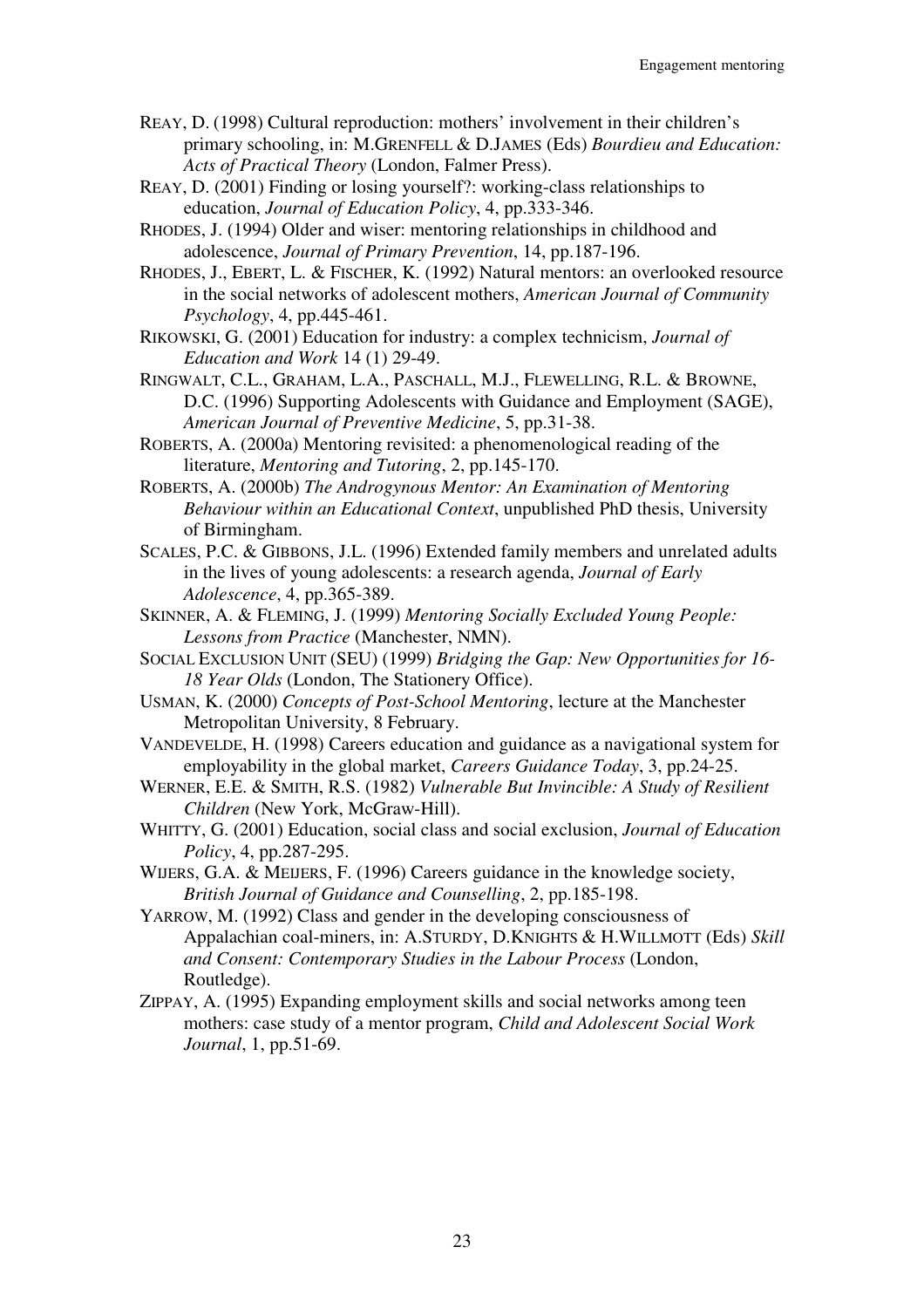REAY, D. (1998) Cultural reproduction: mothers' involvement in their children's primary schooling, in: M.GRENFELL & D.JAMES (Eds) *Bourdieu and Education: Acts of Practical Theory* (London, Falmer Press).

REAY, D. (2001) Finding or losing yourself?: working-class relationships to education, *Journal of Education Policy*, 4, pp.333-346.

RHODES, J. (1994) Older and wiser: mentoring relationships in childhood and adolescence, *Journal of Primary Prevention*, 14, pp.187-196.

RHODES, J., EBERT, L. & FISCHER, K. (1992) Natural mentors: an overlooked resource in the social networks of adolescent mothers, *American Journal of Community Psychology*, 4, pp.445-461.

RIKOWSKI, G. (2001) Education for industry: a complex technicism, *Journal of Education and Work* 14 (1) 29-49.

RINGWALT, C.L., GRAHAM, L.A., PASCHALL, M.J., FLEWELLING, R.L. & BROWNE, D.C. (1996) Supporting Adolescents with Guidance and Employment (SAGE), *American Journal of Preventive Medicine*, 5, pp.31-38.

ROBERTS, A. (2000a) Mentoring revisited: a phenomenological reading of the literature, *Mentoring and Tutoring*, 2, pp.145-170.

ROBERTS, A. (2000b) *The Androgynous Mentor: An Examination of Mentoring Behaviour within an Educational Context*, unpublished PhD thesis, University of Birmingham.

SCALES, P.C. & GIBBONS, J.L. (1996) Extended family members and unrelated adults in the lives of young adolescents: a research agenda, *Journal of Early Adolescence*, 4, pp.365-389.

SKINNER, A. & FLEMING, J. (1999) *Mentoring Socially Excluded Young People: Lessons from Practice* (Manchester, NMN).

SOCIAL EXCLUSION UNIT (SEU) (1999) *Bridging the Gap: New Opportunities for 16-18 Year Olds* (London, The Stationery Office).

USMAN, K. (2000) *Concepts of Post-School Mentoring*, lecture at the Manchester Metropolitan University, 8 February.

VANDEVELDE, H. (1998) Careers education and guidance as a navigational system for employability in the global market, *Careers Guidance Today*, 3, pp.24-25.

WERNER, E.E. & SMITH, R.S. (1982) *Vulnerable But Invincible: A Study of Resilient Children* (New York, McGraw-Hill).

WHITTY, G. (2001) Education, social class and social exclusion, *Journal of Education Policy*, 4, pp.287-295.

WIJERS, G.A. & MEIJERS, F. (1996) Careers guidance in the knowledge society, *British Journal of Guidance and Counselling*, 2, pp.185-198.

YARROW, M. (1992) Class and gender in the developing consciousness of Appalachian coal-miners, in: A.STURDY, D.KNIGHTS & H.WILLMOTT (Eds) *Skill and Consent: Contemporary Studies in the Labour Process* (London, Routledge).

ZIPPAY, A. (1995) Expanding employment skills and social networks among teen mothers: case study of a mentor program, *Child and Adolescent Social Work Journal*, 1, pp.51-69.